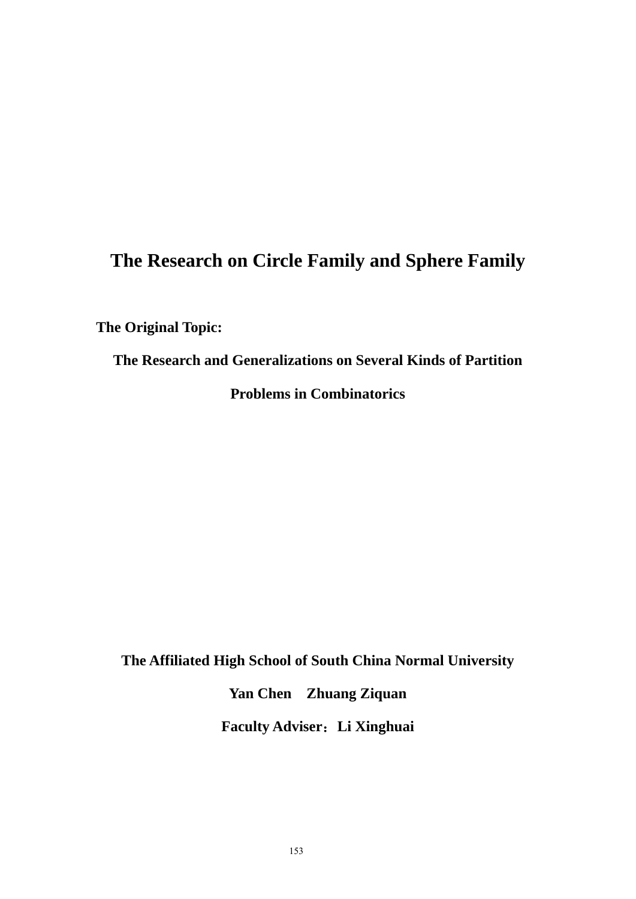# The Research on Circle Family and Sphere Family

**The Original Topic:**

**The Research and Generalizations on Several Kinds of Partition Problems in Combinatorics**

**The Affiliated High School of South China Normal University**

**Yan Chen Zhuang Ziquan**

**Faculty Adviser：Li Xinghuai**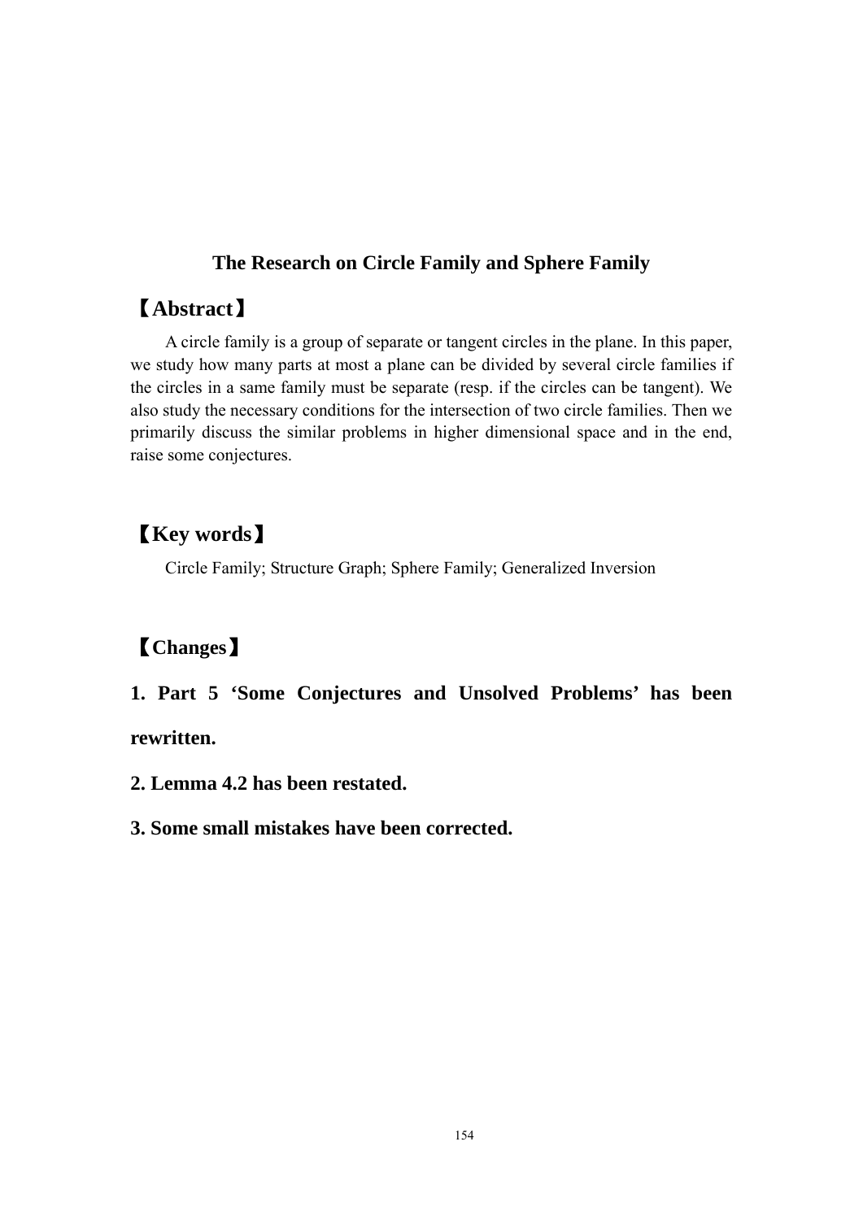# The Research on Circle Family and Sphere Family

## 【Abstract】

A circle family is a group of separate or tangent circles in the plane. In this paper, we study how many parts at most a plane can be divided by several circle families if the circles in a same family must be separate (resp. if the circles can be tangent). We also study the necessary conditions for the intersection of two circle families. Then we primarily discuss the similar problems in higher dimensional space and in the end, raise some conjectures.

## 【Key words】

Circle Family; Structure Graph; Sphere Family; Generalized Inversion

## 【Changes】

**1. Part 5 'Some Conjectures and Unsolved Problems' has been rewritten.**

**2. Lemma 4.2 has been restated.**

**3. Some small mistakes have been corrected.**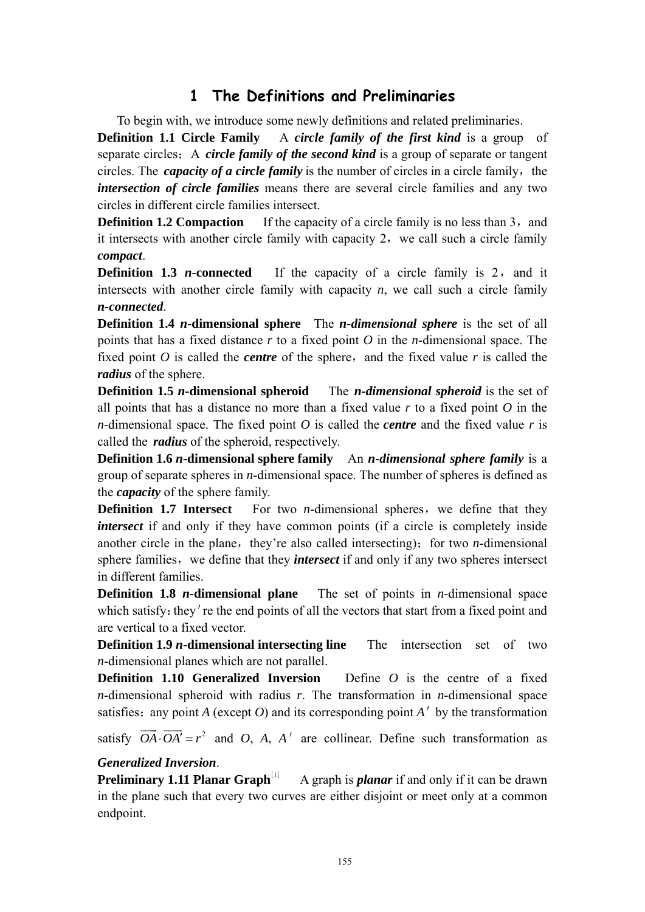## 1 The Definitions and Preliminaries

To begin with, we introduce some newly definitions and related preliminaries.

**Definition 1.1 Circle Family** A ***circle family of the first kind*** is a group of separate circles; A ***circle family of the second kind*** is a group of separate or tangent circles. The ***capacity of a circle family*** is the number of circles in a circle family, the ***intersection of circle families*** means there are several circle families and any two circles in different circle families intersect.

**Definition 1.2 Compaction** If the capacity of a circle family is no less than 3, and it intersects with another circle family with capacity 2, we call such a circle family ***compact***.

**Definition 1.3 *n*-connected** If the capacity of a circle family is 2, and it intersects with another circle family with capacity *n*, we call such a circle family ***n-connected***.

**Definition 1.4 *n*-dimensional sphere** The ***n-dimensional sphere*** is the set of all points that has a fixed distance *r* to a fixed point *O* in the *n*-dimensional space. The fixed point *O* is called the ***centre*** of the sphere, and the fixed value *r* is called the ***radius*** of the sphere.

**Definition 1.5 *n*-dimensional spheroid** The ***n-dimensional spheroid*** is the set of all points that has a distance no more than a fixed value *r* to a fixed point *O* in the *n*-dimensional space. The fixed point *O* is called the ***centre*** and the fixed value *r* is called the ***radius*** of the spheroid, respectively.

**Definition 1.6 *n*-dimensional sphere family** An ***n-dimensional sphere family*** is a group of separate spheres in *n*-dimensional space. The number of spheres is defined as the ***capacity*** of the sphere family.

**Definition 1.7 Intersect** For two *n*-dimensional spheres, we define that they ***intersect*** if and only if they have common points (if a circle is completely inside another circle in the plane, they're also called intersecting); for two *n*-dimensional sphere families, we define that they ***intersect*** if and only if any two spheres intersect in different families.

**Definition 1.8 *n*-dimensional plane** The set of points in *n*-dimensional space which satisfy: they′re the end points of all the vectors that start from a fixed point and are vertical to a fixed vector.

**Definition 1.9 *n*-dimensional intersecting line** The intersection set of two *n*-dimensional planes which are not parallel.

**Definition 1.10 Generalized Inversion** Define *O* is the centre of a fixed *n*-dimensional spheroid with radius *r*. The transformation in *n*-dimensional space satisfies: any point *A* (except *O*) and its corresponding point $A'$ by the transformation satisfy $\overrightarrow{OA} \cdot \overrightarrow{OA'} = r^2$ and *O*, *A*, $A'$ are collinear. Define such transformation as ***Generalized Inversion***.

**Preliminary 1.11 Planar Graph**[1] A graph is ***planar*** if and only if it can be drawn in the plane such that every two curves are either disjoint or meet only at a common endpoint.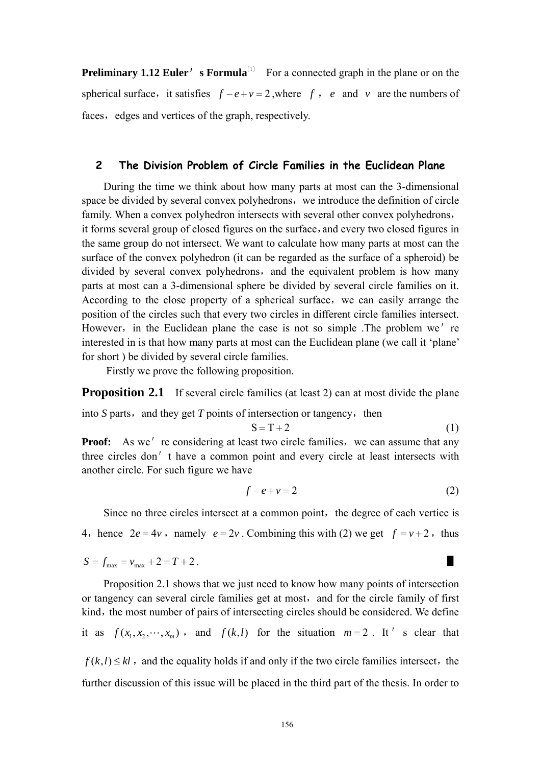**Preliminary 1.12 Euler′s Formula**[1] For a connected graph in the plane or on the spherical surface, it satisfies $f - e + v = 2$, where $f$, $e$ and $v$ are the numbers of faces, edges and vertices of the graph, respectively.

## 2 The Division Problem of Circle Families in the Euclidean Plane

During the time we think about how many parts at most can the 3-dimensional space be divided by several convex polyhedrons, we introduce the definition of circle family. When a convex polyhedron intersects with several other convex polyhedrons, it forms several group of closed figures on the surface, and every two closed figures in the same group do not intersect. We want to calculate how many parts at most can the surface of the convex polyhedron (it can be regarded as the surface of a spheroid) be divided by several convex polyhedrons, and the equivalent problem is how many parts at most can a 3-dimensional sphere be divided by several circle families on it. According to the close property of a spherical surface, we can easily arrange the position of the circles such that every two circles in different circle families intersect. However, in the Euclidean plane the case is not so simple .The problem we′re interested in is that how many parts at most can the Euclidean plane (we call it 'plane' for short ) be divided by several circle families.

Firstly we prove the following proposition.

**Proposition 2.1** If several circle families (at least 2) can at most divide the plane into *S* parts, and they get *T* points of intersection or tangency, then

$$S = T + 2 \tag{1}$$

**Proof:** As we′re considering at least two circle families, we can assume that any three circles don′t have a common point and every circle at least intersects with another circle. For such figure we have

$$f - e + v = 2 \tag{2}$$

Since no three circles intersect at a common point, the degree of each vertice is 4, hence $2e = 4v$, namely $e = 2v$. Combining this with (2) we get $f = v + 2$, thus $S = f_{\max} = v_{\max} + 2 = T + 2$. ∎

Proposition 2.1 shows that we just need to know how many points of intersection or tangency can several circle families get at most, and for the circle family of first kind, the most number of pairs of intersecting circles should be considered. We define it as $f(x_1, x_2, \cdots, x_m)$, and $f(k,l)$ for the situation $m = 2$. It′s clear that $f(k,l) \le kl$, and the equality holds if and only if the two circle families intersect, the further discussion of this issue will be placed in the third part of the thesis. In order to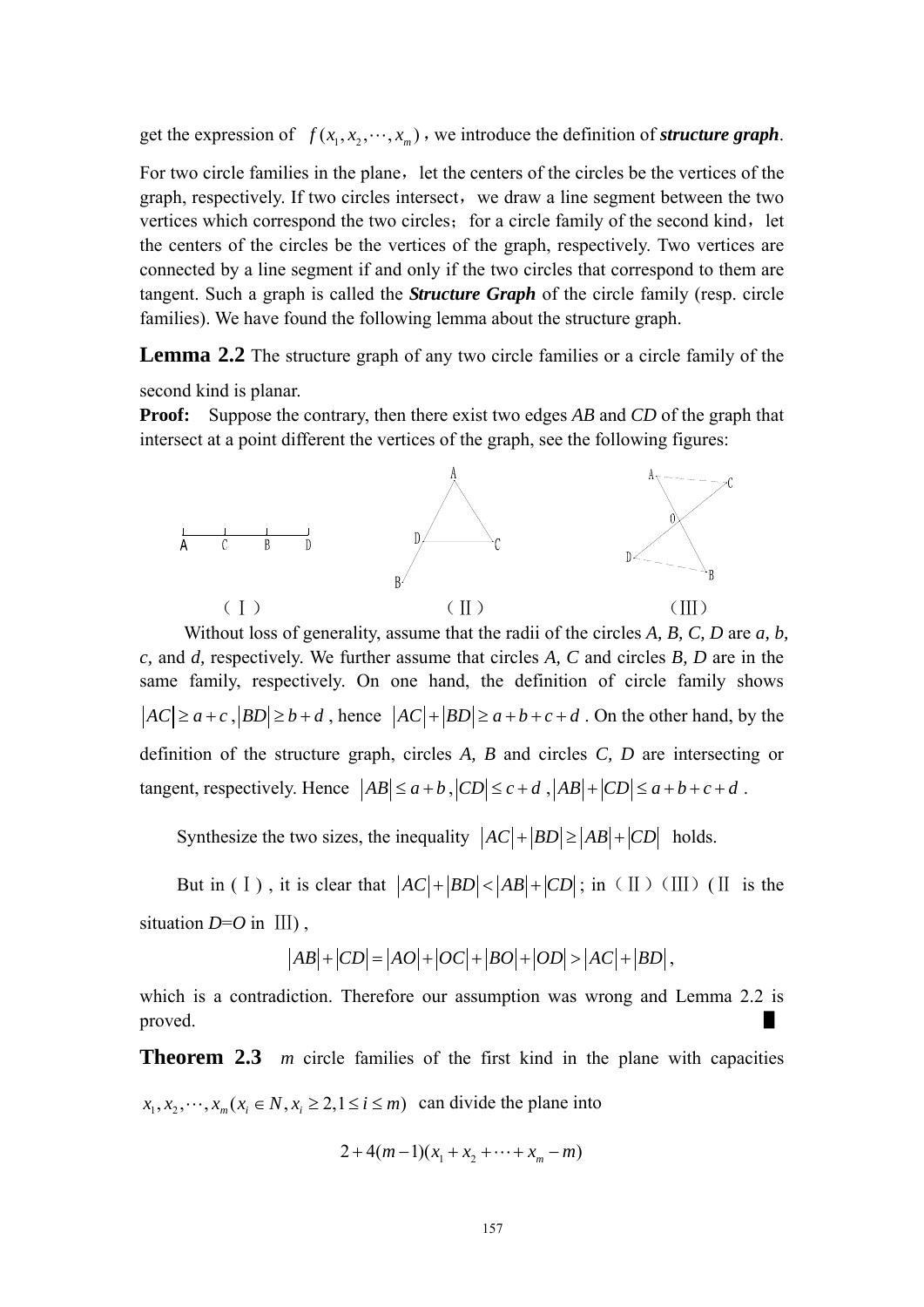get the expression of $f(x_1, x_2, \cdots, x_m)$, we introduce the definition of ***structure graph***.

For two circle families in the plane, let the centers of the circles be the vertices of the graph, respectively. If two circles intersect, we draw a line segment between the two vertices which correspond the two circles; for a circle family of the second kind, let the centers of the circles be the vertices of the graph, respectively. Two vertices are connected by a line segment if and only if the two circles that correspond to them are tangent. Such a graph is called the ***Structure Graph*** of the circle family (resp. circle families). We have found the following lemma about the structure graph.

**Lemma 2.2** The structure graph of any two circle families or a circle family of the second kind is planar.

**Proof:** Suppose the contrary, then there exist two edges *AB* and *CD* of the graph that intersect at a point different the vertices of the graph, see the following figures:

(Ⅰ) (Ⅱ) (Ⅲ)

Without loss of generality, assume that the radii of the circles *A, B, C, D* are *a, b, c,* and *d,* respectively. We further assume that circles *A, C* and circles *B, D* are in the same family, respectively. On one hand, the definition of circle family shows $|AC| \geq a+c$, $|BD| \geq b+d$, hence $|AC|+|BD| \geq a+b+c+d$. On the other hand, by the definition of the structure graph, circles *A, B* and circles *C, D* are intersecting or tangent, respectively. Hence $|AB| \leq a+b$, $|CD| \leq c+d$, $|AB|+|CD| \leq a+b+c+d$.

Synthesize the two sizes, the inequality $|AC|+|BD| \geq |AB|+|CD|$ holds.

But in (Ⅰ), it is clear that $|AC|+|BD| < |AB|+|CD|$; in (Ⅱ)(Ⅲ) (Ⅱ is the situation *D*=*O* in Ⅲ),

$$|AB|+|CD| = |AO|+|OC|+|BO|+|OD| > |AC|+|BD|,$$

which is a contradiction. Therefore our assumption was wrong and Lemma 2.2 is proved. ∎

**Theorem 2.3** *m* circle families of the first kind in the plane with capacities $x_1, x_2, \cdots, x_m (x_i \in N, x_i \geq 2, 1 \leq i \leq m)$ can divide the plane into

$$2+4(m-1)(x_1+x_2+\cdots+x_m-m)$$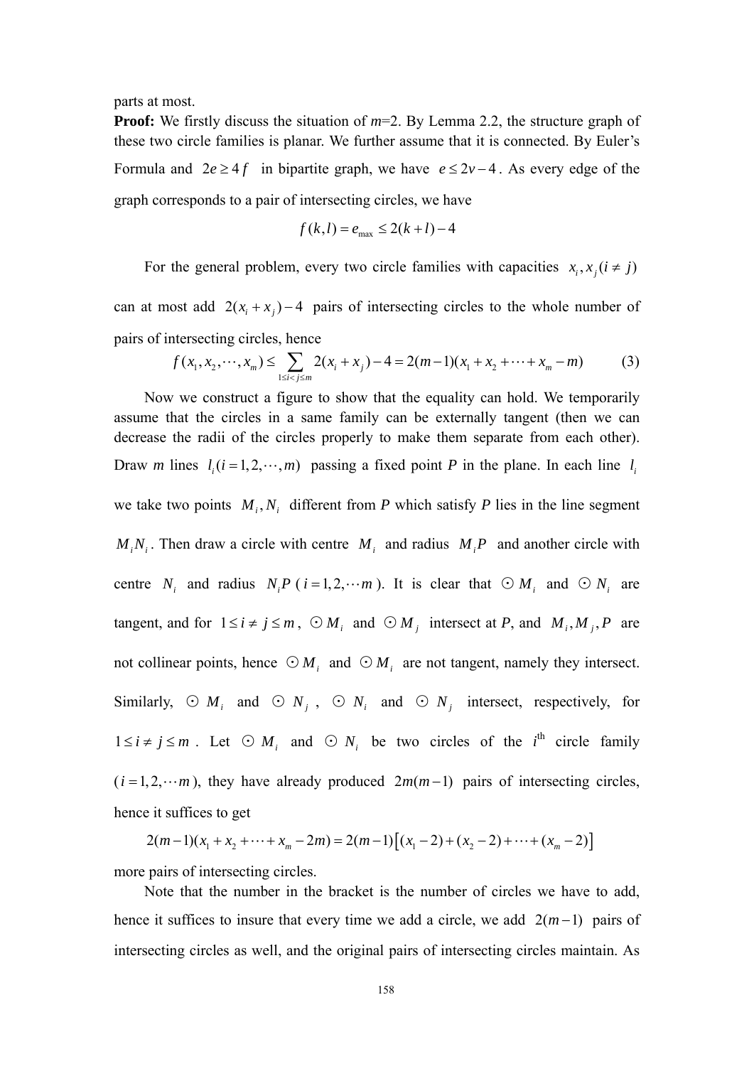parts at most.

**Proof:** We firstly discuss the situation of $m$=2. By Lemma 2.2, the structure graph of these two circle families is planar. We further assume that it is connected. By Euler's Formula and $2e \geq 4f$ in bipartite graph, we have $e \leq 2v - 4$. As every edge of the graph corresponds to a pair of intersecting circles, we have

$$f(k,l) = e_{\max} \leq 2(k+l) - 4$$

For the general problem, every two circle families with capacities $x_i, x_j (i \neq j)$ can at most add $2(x_i + x_j) - 4$ pairs of intersecting circles to the whole number of pairs of intersecting circles, hence

$$f(x_1, x_2, \cdots, x_m) \leq \sum_{1 \leq i < j \leq m} 2(x_i + x_j) - 4 = 2(m-1)(x_1 + x_2 + \cdots + x_m - m) \qquad (3)$$

Now we construct a figure to show that the equality can hold. We temporarily assume that the circles in a same family can be externally tangent (then we can decrease the radii of the circles properly to make them separate from each other). Draw $m$ lines $l_i (i = 1, 2, \cdots, m)$ passing a fixed point $P$ in the plane. In each line $l_i$ we take two points $M_i, N_i$ different from $P$ which satisfy $P$ lies in the line segment $M_i N_i$. Then draw a circle with centre $M_i$ and radius $M_i P$ and another circle with centre $N_i$ and radius $N_i P$ ($i = 1, 2, \cdots m$). It is clear that $\odot M_i$ and $\odot N_i$ are tangent, and for $1 \leq i \neq j \leq m$, $\odot M_i$ and $\odot M_j$ intersect at $P$, and $M_i, M_j, P$ are not collinear points, hence $\odot M_i$ and $\odot M_i$ are not tangent, namely they intersect. Similarly, $\odot M_i$ and $\odot N_j$, $\odot N_i$ and $\odot N_j$ intersect, respectively, for $1 \leq i \neq j \leq m$. Let $\odot M_i$ and $\odot N_i$ be two circles of the $i^{\text{th}}$ circle family ($i = 1, 2, \cdots m$), they have already produced $2m(m-1)$ pairs of intersecting circles, hence it suffices to get

$$2(m-1)(x_1 + x_2 + \cdots + x_m - 2m) = 2(m-1)\left[(x_1 - 2) + (x_2 - 2) + \cdots + (x_m - 2)\right]$$

more pairs of intersecting circles.

Note that the number in the bracket is the number of circles we have to add, hence it suffices to insure that every time we add a circle, we add $2(m-1)$ pairs of intersecting circles as well, and the original pairs of intersecting circles maintain. As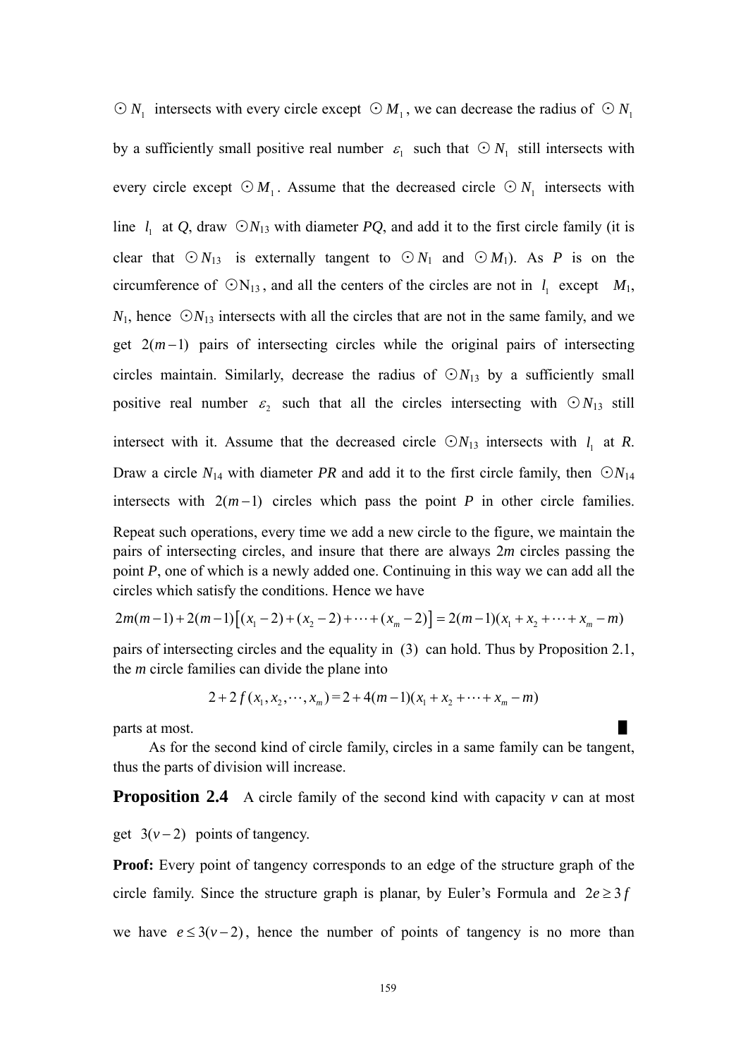$\odot N_1$ intersects with every circle except $\odot M_1$, we can decrease the radius of $\odot N_1$ by a sufficiently small positive real number $\varepsilon_1$ such that $\odot N_1$ still intersects with every circle except $\odot M_1$. Assume that the decreased circle $\odot N_1$ intersects with line $l_1$ at $Q$, draw $\odot N_{13}$ with diameter $PQ$, and add it to the first circle family (it is clear that $\odot N_{13}$ is externally tangent to $\odot N_1$ and $\odot M_1$). As $P$ is on the circumference of $\odot N_{13}$, and all the centers of the circles are not in $l_1$ except $M_1$, $N_1$, hence $\odot N_{13}$ intersects with all the circles that are not in the same family, and we get $2(m-1)$ pairs of intersecting circles while the original pairs of intersecting circles maintain. Similarly, decrease the radius of $\odot N_{13}$ by a sufficiently small positive real number $\varepsilon_2$ such that all the circles intersecting with $\odot N_{13}$ still intersect with it. Assume that the decreased circle $\odot N_{13}$ intersects with $l_1$ at $R$. Draw a circle $N_{14}$ with diameter $PR$ and add it to the first circle family, then $\odot N_{14}$ intersects with $2(m-1)$ circles which pass the point $P$ in other circle families. Repeat such operations, every time we add a new circle to the figure, we maintain the pairs of intersecting circles, and insure that there are always $2m$ circles passing the point $P$, one of which is a newly added one. Continuing in this way we can add all the circles which satisfy the conditions. Hence we have

$$2m(m-1)+2(m-1)\left[(x_1-2)+(x_2-2)+\cdots+(x_m-2)\right]=2(m-1)(x_1+x_2+\cdots+x_m-m)$$

pairs of intersecting circles and the equality in (3) can hold. Thus by Proposition 2.1, the $m$ circle families can divide the plane into

$$2+2f(x_1,x_2,\cdots,x_m)=2+4(m-1)(x_1+x_2+\cdots+x_m-m)$$

parts at most. ∎

As for the second kind of circle family, circles in a same family can be tangent, thus the parts of division will increase.

**Proposition 2.4** A circle family of the second kind with capacity $v$ can at most get $3(v-2)$ points of tangency.

**Proof:** Every point of tangency corresponds to an edge of the structure graph of the circle family. Since the structure graph is planar, by Euler's Formula and $2e \ge 3f$ we have $e \le 3(v-2)$, hence the number of points of tangency is no more than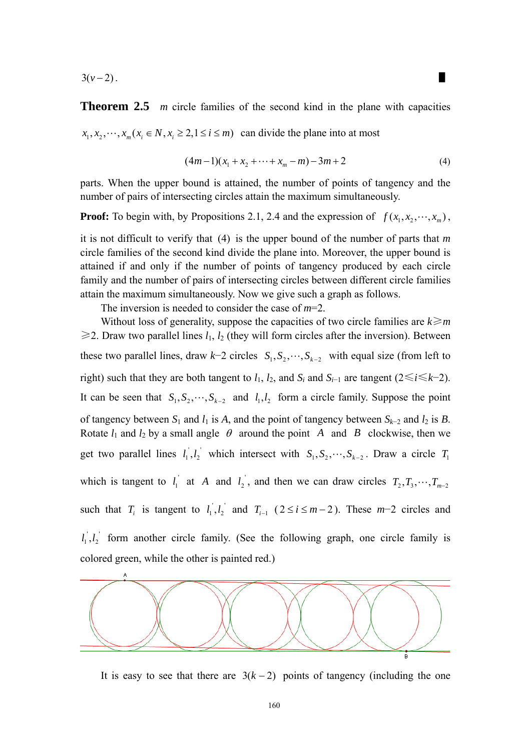$3(v-2)$. ∎

**Theorem 2.5** $m$ circle families of the second kind in the plane with capacities $x_1, x_2, \cdots, x_m (x_i \in N, x_i \geq 2, 1 \leq i \leq m)$ can divide the plane into at most

$$(4m-1)(x_1 + x_2 + \cdots + x_m - m) - 3m + 2 \tag{4}$$

parts. When the upper bound is attained, the number of points of tangency and the number of pairs of intersecting circles attain the maximum simultaneously.

**Proof:** To begin with, by Propositions 2.1, 2.4 and the expression of $f(x_1, x_2, \cdots, x_m)$, it is not difficult to verify that (4) is the upper bound of the number of parts that $m$ circle families of the second kind divide the plane into. Moreover, the upper bound is attained if and only if the number of points of tangency produced by each circle family and the number of pairs of intersecting circles between different circle families attain the maximum simultaneously. Now we give such a graph as follows.

The inversion is needed to consider the case of $m$=2.

Without loss of generality, suppose the capacities of two circle families are $k \geqslant m \geqslant 2$. Draw two parallel lines $l_1$, $l_2$ (they will form circles after the inversion). Between these two parallel lines, draw $k$−2 circles $S_1, S_2, \cdots, S_{k-2}$ with equal size (from left to right) such that they are both tangent to $l_1$, $l_2$, and $S_i$ and $S_{i-1}$ are tangent ($2 \leqslant i \leqslant k-2$). It can be seen that $S_1, S_2, \cdots, S_{k-2}$ and $l_1, l_2$ form a circle family. Suppose the point of tangency between $S_1$ and $l_1$ is $A$, and the point of tangency between $S_{k-2}$ and $l_2$ is $B$. Rotate $l_1$ and $l_2$ by a small angle $\theta$ around the point $A$ and $B$ clockwise, then we get two parallel lines $l_1', l_2'$ which intersect with $S_1, S_2, \cdots, S_{k-2}$. Draw a circle $T_1$ which is tangent to $l_1'$ at $A$ and $l_2'$, and then we can draw circles $T_2, T_3, \cdots, T_{m-2}$ such that $T_i$ is tangent to $l_1', l_2'$ and $T_{i-1}$ ($2 \leq i \leq m-2$). These $m$−2 circles and $l_1', l_2'$ form another circle family. (See the following graph, one circle family is colored green, while the other is painted red.)

It is easy to see that there are $3(k-2)$ points of tangency (including the one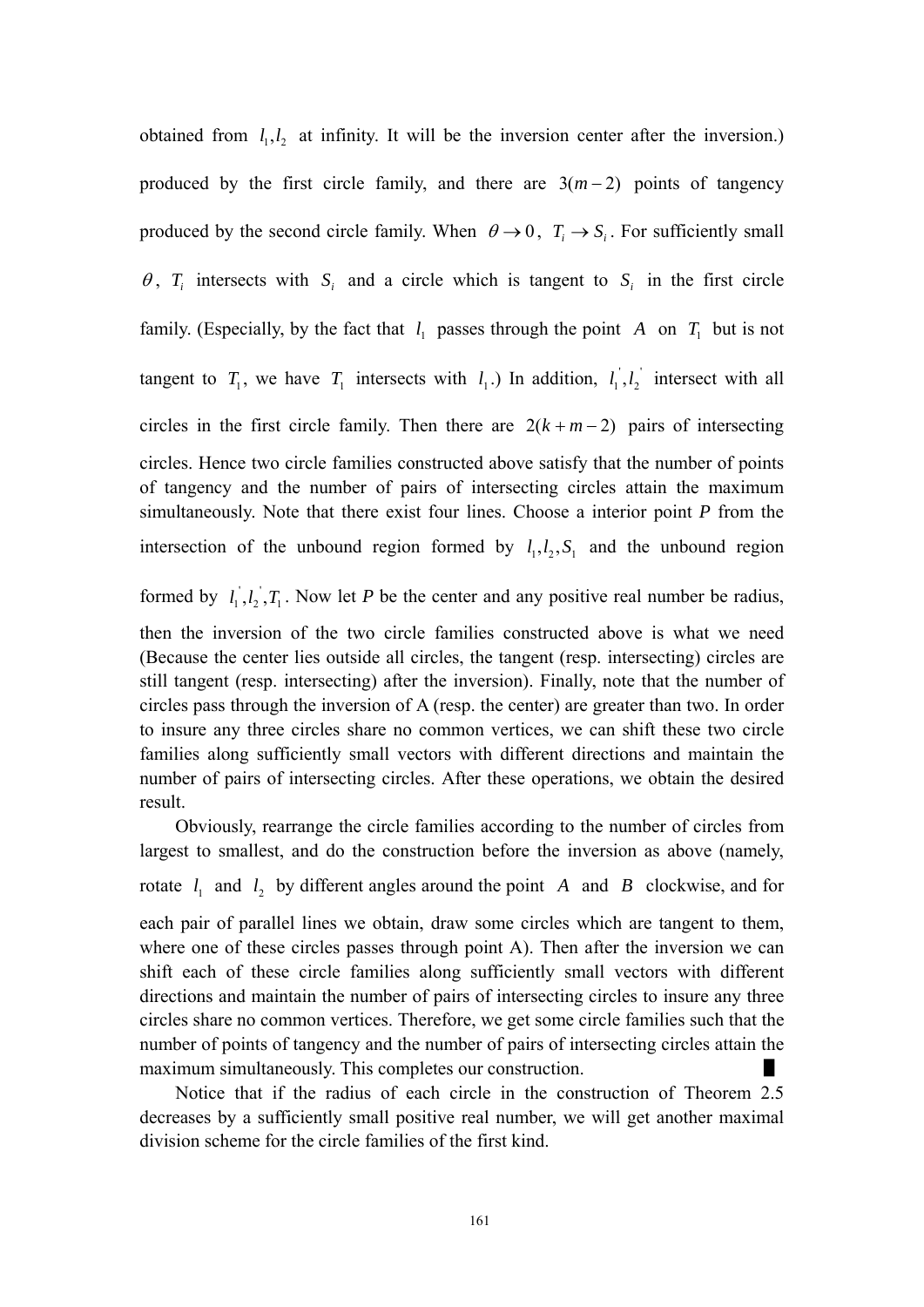obtained from $l_1, l_2$ at infinity. It will be the inversion center after the inversion.) produced by the first circle family, and there are $3(m-2)$ points of tangency produced by the second circle family. When $\theta \to 0$, $T_i \to S_i$. For sufficiently small $\theta$, $T_i$ intersects with $S_i$ and a circle which is tangent to $S_i$ in the first circle family. (Especially, by the fact that $l_1$ passes through the point $A$ on $T_1$ but is not tangent to $T_1$, we have $T_1$ intersects with $l_1$.) In addition, $l_1^{'}, l_2^{'}$ intersect with all circles in the first circle family. Then there are $2(k+m-2)$ pairs of intersecting circles. Hence two circle families constructed above satisfy that the number of points of tangency and the number of pairs of intersecting circles attain the maximum simultaneously. Note that there exist four lines. Choose a interior point *P* from the intersection of the unbound region formed by $l_1, l_2, S_1$ and the unbound region formed by $l_1^{'}, l_2^{'}, T_1$. Now let *P* be the center and any positive real number be radius, then the inversion of the two circle families constructed above is what we need (Because the center lies outside all circles, the tangent (resp. intersecting) circles are still tangent (resp. intersecting) after the inversion). Finally, note that the number of circles pass through the inversion of A (resp. the center) are greater than two. In order to insure any three circles share no common vertices, we can shift these two circle families along sufficiently small vectors with different directions and maintain the number of pairs of intersecting circles. After these operations, we obtain the desired result.

Obviously, rearrange the circle families according to the number of circles from largest to smallest, and do the construction before the inversion as above (namely, rotate $l_1$ and $l_2$ by different angles around the point $A$ and $B$ clockwise, and for each pair of parallel lines we obtain, draw some circles which are tangent to them, where one of these circles passes through point A). Then after the inversion we can shift each of these circle families along sufficiently small vectors with different directions and maintain the number of pairs of intersecting circles to insure any three circles share no common vertices. Therefore, we get some circle families such that the number of points of tangency and the number of pairs of intersecting circles attain the maximum simultaneously. This completes our construction. ∎

Notice that if the radius of each circle in the construction of Theorem 2.5 decreases by a sufficiently small positive real number, we will get another maximal division scheme for the circle families of the first kind.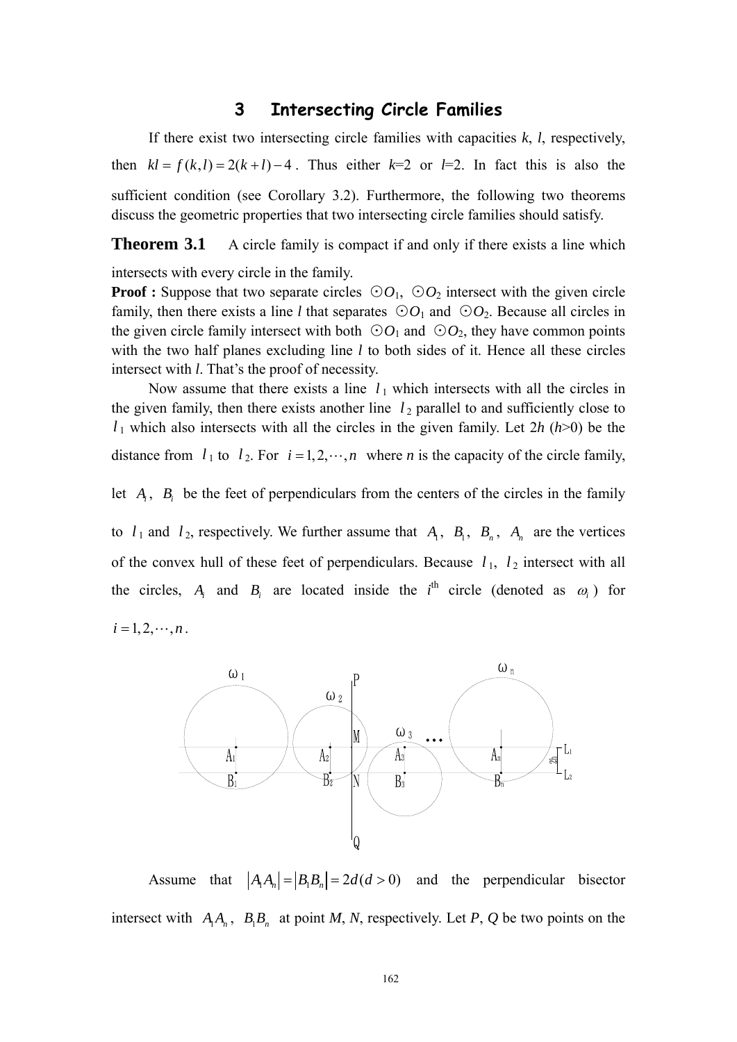## 3 Intersecting Circle Families

If there exist two intersecting circle families with capacities $k$, $l$, respectively, then $kl = f(k,l) = 2(k+l) - 4$. Thus either $k$=2 or $l$=2. In fact this is also the sufficient condition (see Corollary 3.2). Furthermore, the following two theorems discuss the geometric properties that two intersecting circle families should satisfy.

**Theorem 3.1** A circle family is compact if and only if there exists a line which intersects with every circle in the family.

**Proof :** Suppose that two separate circles $\odot O_1$, $\odot O_2$ intersect with the given circle family, then there exists a line $l$ that separates $\odot O_1$ and $\odot O_2$. Because all circles in the given circle family intersect with both $\odot O_1$ and $\odot O_2$, they have common points with the two half planes excluding line $l$ to both sides of it. Hence all these circles intersect with $l$. That's the proof of necessity.

Now assume that there exists a line $l_1$ which intersects with all the circles in the given family, then there exists another line $l_2$ parallel to and sufficiently close to $l_1$ which also intersects with all the circles in the given family. Let $2h$ ($h$>0) be the distance from $l_1$ to $l_2$. For $i = 1, 2, \cdots, n$ where $n$ is the capacity of the circle family, let $A_i$, $B_i$ be the feet of perpendiculars from the centers of the circles in the family to $l_1$ and $l_2$, respectively. We further assume that $A_1$, $B_1$, $B_n$, $A_n$ are the vertices of the convex hull of these feet of perpendiculars. Because $l_1$, $l_2$ intersect with all the circles, $A_i$ and $B_i$ are located inside the $i^{\text{th}}$ circle (denoted as $\omega_i$) for $i = 1, 2, \cdots, n$.

Assume that $|A_1A_n| = |B_1B_n| = 2d (d > 0)$ and the perpendicular bisector intersect with $A_1A_n$, $B_1B_n$ at point $M$, $N$, respectively. Let $P$, $Q$ be two points on the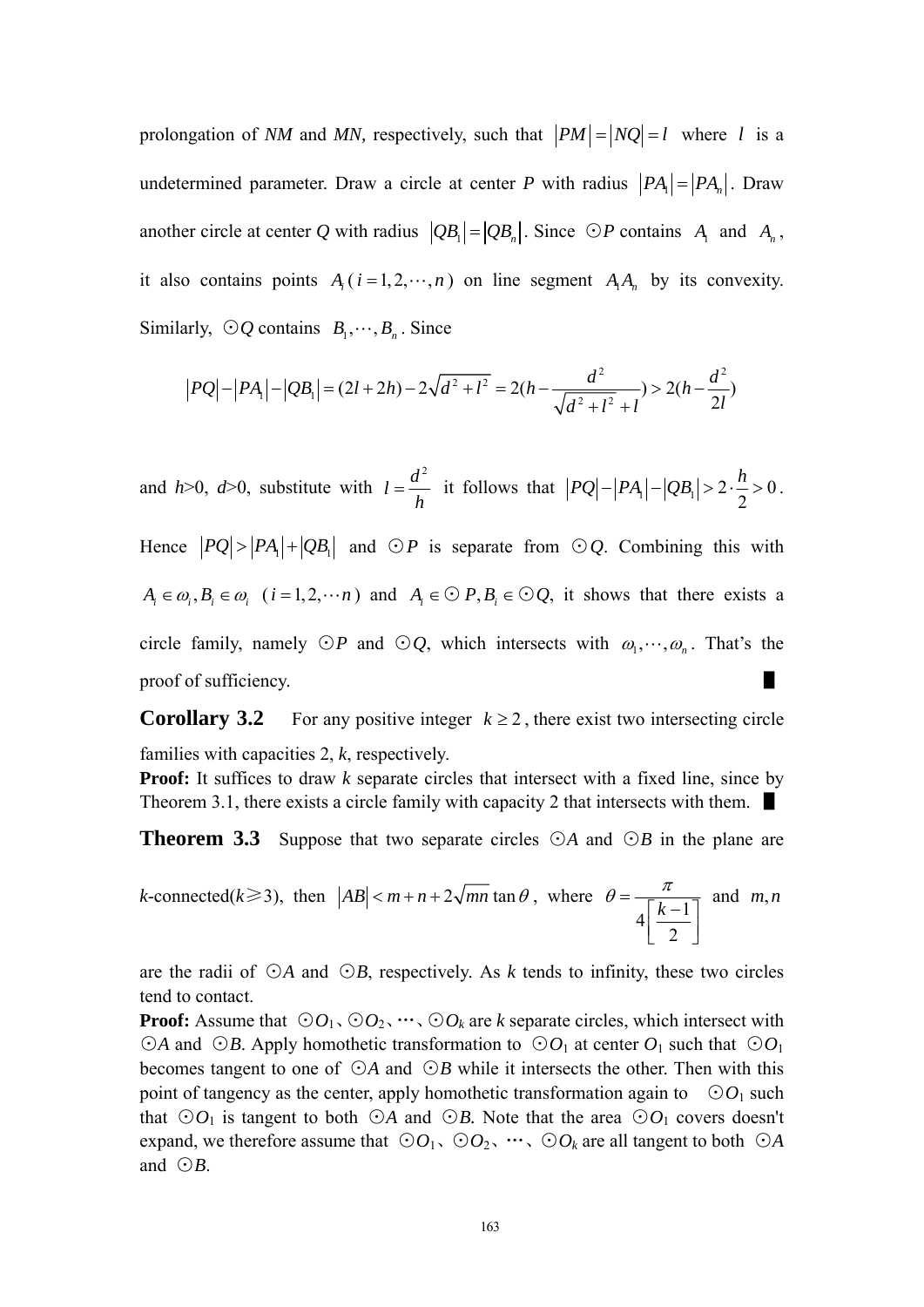prolongation of *NM* and *MN*, respectively, such that $|PM| = |NQ| = l$ where $l$ is a undetermined parameter. Draw a circle at center *P* with radius $|PA_1| = |PA_n|$. Draw another circle at center *Q* with radius $|QB_1| = |QB_n|$. Since $\odot P$ contains $A_1$ and $A_n$, it also contains points $A_i\,(i = 1, 2, \cdots, n)$ on line segment $A_1A_n$ by its convexity. Similarly, $\odot Q$ contains $B_1, \cdots, B_n$. Since

$$|PQ| - |PA_1| - |QB_1| = (2l + 2h) - 2\sqrt{d^2 + l^2} = 2\left(h - \frac{d^2}{\sqrt{d^2 + l^2} + l}\right) > 2\left(h - \frac{d^2}{2l}\right)$$

and *h*>0, *d*>0, substitute with $l = \dfrac{d^2}{h}$ it follows that $|PQ| - |PA_1| - |QB_1| > 2 \cdot \dfrac{h}{2} > 0$. Hence $|PQ| > |PA_1| + |QB_1|$ and $\odot P$ is separate from $\odot Q$. Combining this with $A_i \in \omega_i, B_i \in \omega_i \;\; (i = 1, 2, \cdots n)$ and $A_i \in \odot P, B_i \in \odot Q$, it shows that there exists a circle family, namely $\odot P$ and $\odot Q$, which intersects with $\omega_1, \cdots, \omega_n$. That's the proof of sufficiency. ■

**Corollary 3.2** For any positive integer $k \geq 2$, there exist two intersecting circle families with capacities 2, *k*, respectively.

**Proof:** It suffices to draw *k* separate circles that intersect with a fixed line, since by Theorem 3.1, there exists a circle family with capacity 2 that intersects with them. ■

**Theorem 3.3** Suppose that two separate circles $\odot A$ and $\odot B$ in the plane are *k*-connected($k \geqslant 3$), then $|AB| < m + n + 2\sqrt{mn}\tan\theta$, where $\theta = \dfrac{\pi}{4\left[\dfrac{k-1}{2}\right]}$ and $m, n$ are the radii of $\odot A$ and $\odot B$, respectively. As *k* tends to infinity, these two circles tend to contact.

**Proof:** Assume that $\odot O_1$、$\odot O_2$、$\cdots$、$\odot O_k$ are *k* separate circles, which intersect with $\odot A$ and $\odot B$. Apply homothetic transformation to $\odot O_1$ at center $O_1$ such that $\odot O_1$ becomes tangent to one of $\odot A$ and $\odot B$ while it intersects the other. Then with this point of tangency as the center, apply homothetic transformation again to $\odot O_1$ such that $\odot O_1$ is tangent to both $\odot A$ and $\odot B$. Note that the area $\odot O_1$ covers doesn't expand, we therefore assume that $\odot O_1$、$\odot O_2$、$\cdots$、$\odot O_k$ are all tangent to both $\odot A$ and $\odot B$.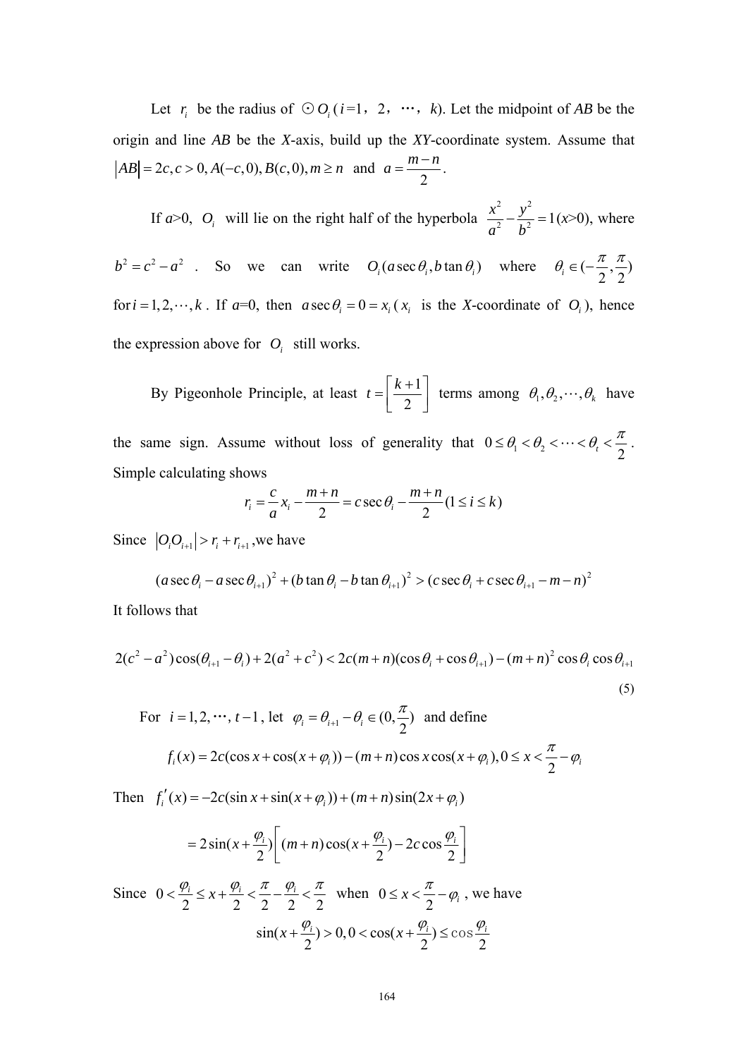Let $r_i$ be the radius of $\odot O_i$ ($i$=1, 2, $\cdots$, $k$). Let the midpoint of $AB$ be the origin and line $AB$ be the $X$-axis, build up the $XY$-coordinate system. Assume that $|AB| = 2c, c>0, A(-c,0), B(c,0), m \ge n$ and $a = \dfrac{m-n}{2}$.

If $a$>0, $O_i$ will lie on the right half of the hyperbola $\dfrac{x^2}{a^2} - \dfrac{y^2}{b^2} = 1$ ($x$>0), where $b^2 = c^2 - a^2$. So we can write $O_i(a\sec\theta_i, b\tan\theta_i)$ where $\theta_i \in (-\dfrac{\pi}{2}, \dfrac{\pi}{2})$ for $i = 1, 2, \cdots, k$. If $a$=0, then $a\sec\theta_i = 0 = x_i$ ($x_i$ is the $X$-coordinate of $O_i$), hence the expression above for $O_i$ still works.

By Pigeonhole Principle, at least $t = \left[\dfrac{k+1}{2}\right]$ terms among $\theta_1, \theta_2, \cdots, \theta_k$ have the same sign. Assume without loss of generality that $0 \le \theta_1 < \theta_2 < \cdots < \theta_t < \dfrac{\pi}{2}$.
Simple calculating shows

$$r_i = \frac{c}{a}x_i - \frac{m+n}{2} = c\sec\theta_i - \frac{m+n}{2} \quad (1 \le i \le k)$$

Since $|O_iO_{i+1}| > r_i + r_{i+1}$, we have

$$(a\sec\theta_i - a\sec\theta_{i+1})^2 + (b\tan\theta_i - b\tan\theta_{i+1})^2 > (c\sec\theta_i + c\sec\theta_{i+1} - m - n)^2$$

It follows that

$$2(c^2 - a^2)\cos(\theta_{i+1} - \theta_i) + 2(a^2 + c^2) < 2c(m+n)(\cos\theta_i + \cos\theta_{i+1}) - (m+n)^2\cos\theta_i\cos\theta_{i+1} \tag{5}$$

For $i = 1, 2, \cdots, t-1$, let $\varphi_i = \theta_{i+1} - \theta_i \in (0, \dfrac{\pi}{2})$ and define

$$f_i(x) = 2c(\cos x + \cos(x + \varphi_i)) - (m+n)\cos x\cos(x + \varphi_i), 0 \le x < \frac{\pi}{2} - \varphi_i$$

Then $f_i'(x) = -2c(\sin x + \sin(x + \varphi_i)) + (m+n)\sin(2x + \varphi_i)$

$$= 2\sin(x + \frac{\varphi_i}{2})\left[(m+n)\cos(x + \frac{\varphi_i}{2}) - 2c\cos\frac{\varphi_i}{2}\right]$$

Since $0 < \dfrac{\varphi_i}{2} \le x + \dfrac{\varphi_i}{2} < \dfrac{\pi}{2} - \dfrac{\varphi_i}{2} < \dfrac{\pi}{2}$ when $0 \le x < \dfrac{\pi}{2} - \varphi_i$, we have

$$\sin(x + \frac{\varphi_i}{2}) > 0, 0 < \cos(x + \frac{\varphi_i}{2}) \le \cos\frac{\varphi_i}{2}$$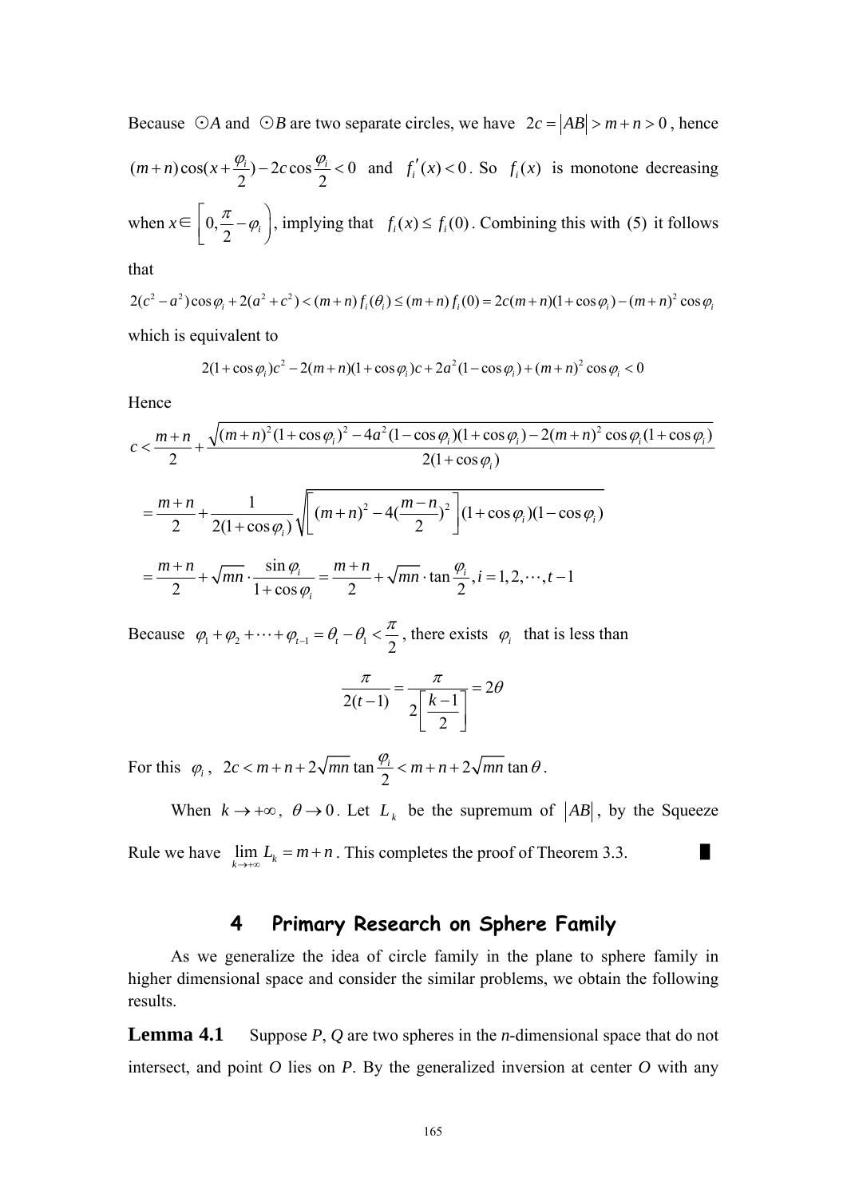Because $\odot A$ and $\odot B$ are two separate circles, we have $2c = |AB| > m+n > 0$, hence $(m+n)\cos(x+\frac{\varphi_i}{2}) - 2c\cos\frac{\varphi_i}{2} < 0$ and $f_i'(x) < 0$. So $f_i(x)$ is monotone decreasing when $x \in \left[0, \frac{\pi}{2} - \varphi_i\right)$, implying that $f_i(x) \le f_i(0)$. Combining this with (5) it follows that

$$2(c^2-a^2)\cos\varphi_i + 2(a^2+c^2) < (m+n) f_i(\theta_i) \le (m+n) f_i(0) = 2c(m+n)(1+\cos\varphi_i) - (m+n)^2\cos\varphi_i$$

which is equivalent to

$$2(1+\cos\varphi_i)c^2 - 2(m+n)(1+\cos\varphi_i)c + 2a^2(1-\cos\varphi_i) + (m+n)^2\cos\varphi_i < 0$$

Hence

$$c < \frac{m+n}{2} + \frac{\sqrt{(m+n)^2(1+\cos\varphi_i)^2 - 4a^2(1-\cos\varphi_i)(1+\cos\varphi_i) - 2(m+n)^2\cos\varphi_i(1+\cos\varphi_i)}}{2(1+\cos\varphi_i)}$$

$$= \frac{m+n}{2} + \frac{1}{2(1+\cos\varphi_i)}\sqrt{\left[(m+n)^2 - 4\left(\frac{m-n}{2}\right)^2\right](1+\cos\varphi_i)(1-\cos\varphi_i)}$$

$$= \frac{m+n}{2} + \sqrt{mn}\cdot\frac{\sin\varphi_i}{1+\cos\varphi_i} = \frac{m+n}{2} + \sqrt{mn}\cdot\tan\frac{\varphi_i}{2}, i = 1, 2, \cdots, t-1$$

Because $\varphi_1 + \varphi_2 + \cdots + \varphi_{t-1} = \theta_t - \theta_1 < \frac{\pi}{2}$, there exists $\varphi_i$ that is less than

$$\frac{\pi}{2(t-1)} = \frac{\pi}{2\left[\frac{k-1}{2}\right]} = 2\theta$$

For this $\varphi_i$, $2c < m+n+2\sqrt{mn}\tan\frac{\varphi_i}{2} < m+n+2\sqrt{mn}\tan\theta$.

When $k \to +\infty$, $\theta \to 0$. Let $L_k$ be the supremum of $|AB|$, by the Squeeze Rule we have $\lim\limits_{k\to+\infty} L_k = m+n$. This completes the proof of Theorem 3.3. ∎

## 4 Primary Research on Sphere Family

As we generalize the idea of circle family in the plane to sphere family in higher dimensional space and consider the similar problems, we obtain the following results.

**Lemma 4.1** Suppose *P*, *Q* are two spheres in the *n*-dimensional space that do not intersect, and point *O* lies on *P*. By the generalized inversion at center *O* with any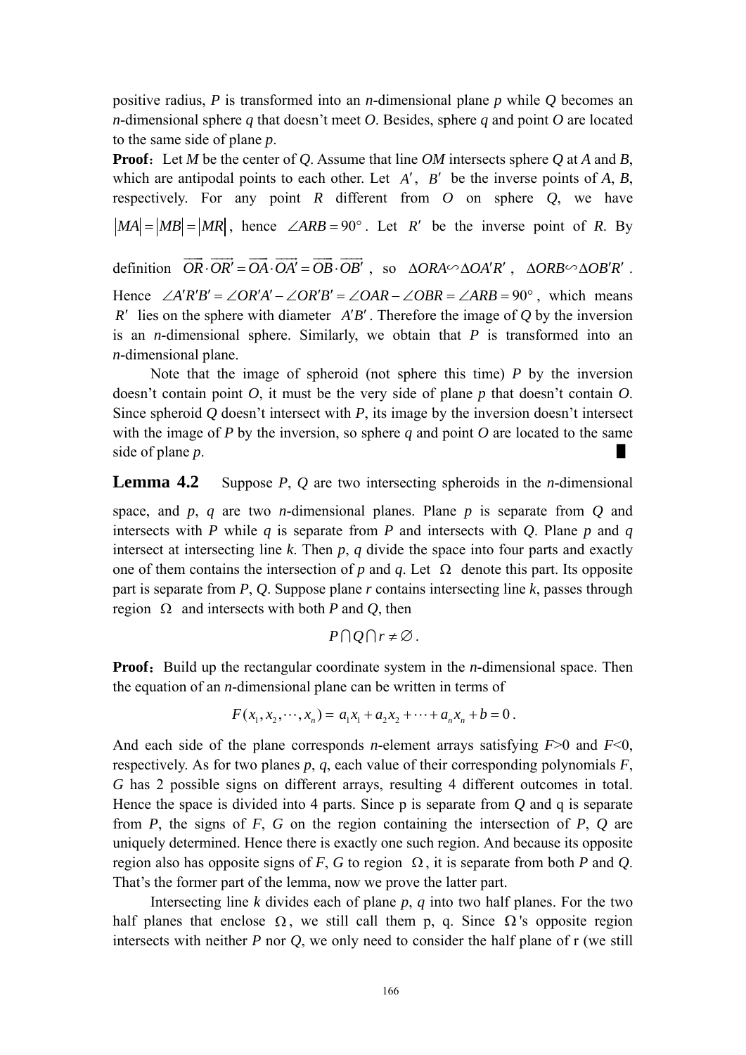positive radius, $P$ is transformed into an $n$-dimensional plane $p$ while $Q$ becomes an $n$-dimensional sphere $q$ that doesn't meet $O$. Besides, sphere $q$ and point $O$ are located to the same side of plane $p$.

**Proof**: Let $M$ be the center of $Q$. Assume that line $OM$ intersects sphere $Q$ at $A$ and $B$, which are antipodal points to each other. Let $A'$, $B'$ be the inverse points of $A$, $B$, respectively. For any point $R$ different from $O$ on sphere $Q$, we have $|MA| = |MB| = |MR|$, hence $\angle ARB = 90°$. Let $R'$ be the inverse point of $R$. By definition $\overrightarrow{OR} \cdot \overrightarrow{OR'} = \overrightarrow{OA} \cdot \overrightarrow{OA'} = \overrightarrow{OB} \cdot \overrightarrow{OB'}$, so $\Delta ORA \backsim \Delta OA'R'$, $\Delta ORB \backsim \Delta OB'R'$. Hence $\angle A'R'B' = \angle OR'A' - \angle OR'B' = \angle OAR - \angle OBR = \angle ARB = 90°$, which means $R'$ lies on the sphere with diameter $A'B'$. Therefore the image of $Q$ by the inversion is an $n$-dimensional sphere. Similarly, we obtain that $P$ is transformed into an $n$-dimensional plane.

Note that the image of spheroid (not sphere this time) $P$ by the inversion doesn't contain point $O$, it must be the very side of plane $p$ that doesn't contain $O$. Since spheroid $Q$ doesn't intersect with $P$, its image by the inversion doesn't intersect with the image of $P$ by the inversion, so sphere $q$ and point $O$ are located to the same side of plane $p$. ■

**Lemma 4.2** Suppose $P$, $Q$ are two intersecting spheroids in the $n$-dimensional space, and $p$, $q$ are two $n$-dimensional planes. Plane $p$ is separate from $Q$ and intersects with $P$ while $q$ is separate from $P$ and intersects with $Q$. Plane $p$ and $q$ intersect at intersecting line $k$. Then $p$, $q$ divide the space into four parts and exactly one of them contains the intersection of $p$ and $q$. Let $\Omega$ denote this part. Its opposite part is separate from $P$, $Q$. Suppose plane $r$ contains intersecting line $k$, passes through region $\Omega$ and intersects with both $P$ and $Q$, then

$$P \cap Q \cap r \neq \varnothing .$$

**Proof**: Build up the rectangular coordinate system in the $n$-dimensional space. Then the equation of an $n$-dimensional plane can be written in terms of

$$F(x_1, x_2, \cdots, x_n) = a_1x_1 + a_2x_2 + \cdots + a_nx_n + b = 0 .$$

And each side of the plane corresponds $n$-element arrays satisfying $F$>0 and $F$<0, respectively. As for two planes $p$, $q$, each value of their corresponding polynomials $F$, $G$ has 2 possible signs on different arrays, resulting 4 different outcomes in total. Hence the space is divided into 4 parts. Since p is separate from $Q$ and q is separate from $P$, the signs of $F$, $G$ on the region containing the intersection of $P$, $Q$ are uniquely determined. Hence there is exactly one such region. And because its opposite region also has opposite signs of $F$, $G$ to region $\Omega$, it is separate from both $P$ and $Q$. That's the former part of the lemma, now we prove the latter part.

Intersecting line $k$ divides each of plane $p$, $q$ into two half planes. For the two half planes that enclose $\Omega$, we still call them p, q. Since $\Omega$'s opposite region intersects with neither $P$ nor $Q$, we only need to consider the half plane of r (we still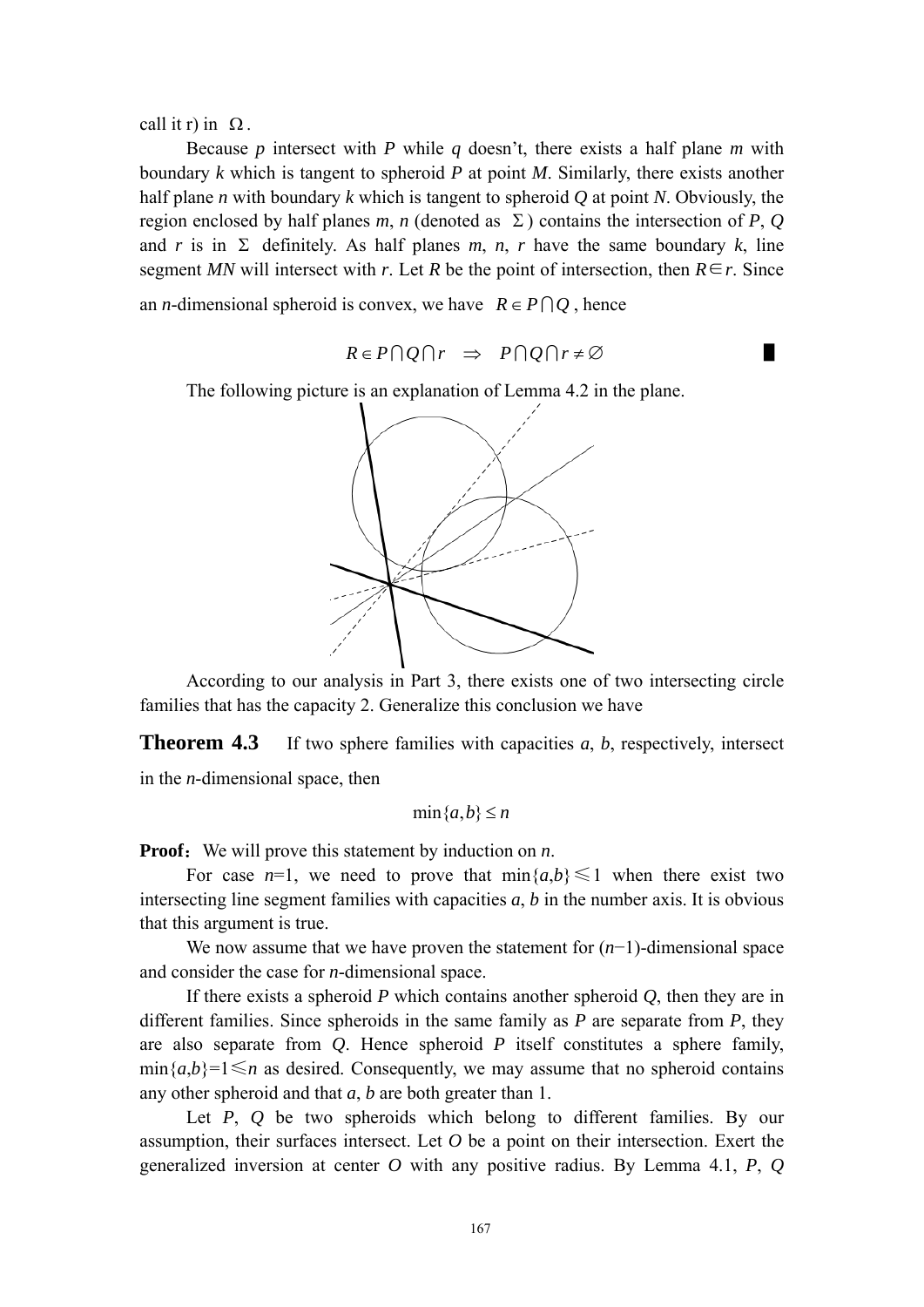call it r) in $\Omega$.

Because $p$ intersect with $P$ while $q$ doesn't, there exists a half plane $m$ with boundary $k$ which is tangent to spheroid $P$ at point $M$. Similarly, there exists another half plane $n$ with boundary $k$ which is tangent to spheroid $Q$ at point $N$. Obviously, the region enclosed by half planes $m$, $n$ (denoted as $\Sigma$) contains the intersection of $P$, $Q$ and $r$ is in $\Sigma$ definitely. As half planes $m$, $n$, $r$ have the same boundary $k$, line segment $MN$ will intersect with $r$. Let $R$ be the point of intersection, then $R \in r$. Since an $n$-dimensional spheroid is convex, we have $R \in P \cap Q$, hence

$$R \in P \cap Q \cap r \quad \Rightarrow \quad P \cap Q \cap r \neq \varnothing$$

∎

The following picture is an explanation of Lemma 4.2 in the plane.

According to our analysis in Part 3, there exists one of two intersecting circle families that has the capacity 2. Generalize this conclusion we have

**Theorem 4.3** If two sphere families with capacities $a$, $b$, respectively, intersect in the $n$-dimensional space, then

$$\min\{a,b\} \leq n$$

**Proof:** We will prove this statement by induction on $n$.

For case $n$=1, we need to prove that $\min\{a,b\} \leq 1$ when there exist two intersecting line segment families with capacities $a$, $b$ in the number axis. It is obvious that this argument is true.

We now assume that we have proven the statement for $(n-1)$-dimensional space and consider the case for $n$-dimensional space.

If there exists a spheroid $P$ which contains another spheroid $Q$, then they are in different families. Since spheroids in the same family as $P$ are separate from $P$, they are also separate from $Q$. Hence spheroid $P$ itself constitutes a sphere family, $\min\{a,b\}=1 \leq n$ as desired. Consequently, we may assume that no spheroid contains any other spheroid and that $a$, $b$ are both greater than 1.

Let $P$, $Q$ be two spheroids which belong to different families. By our assumption, their surfaces intersect. Let $O$ be a point on their intersection. Exert the generalized inversion at center $O$ with any positive radius. By Lemma 4.1, $P$, $Q$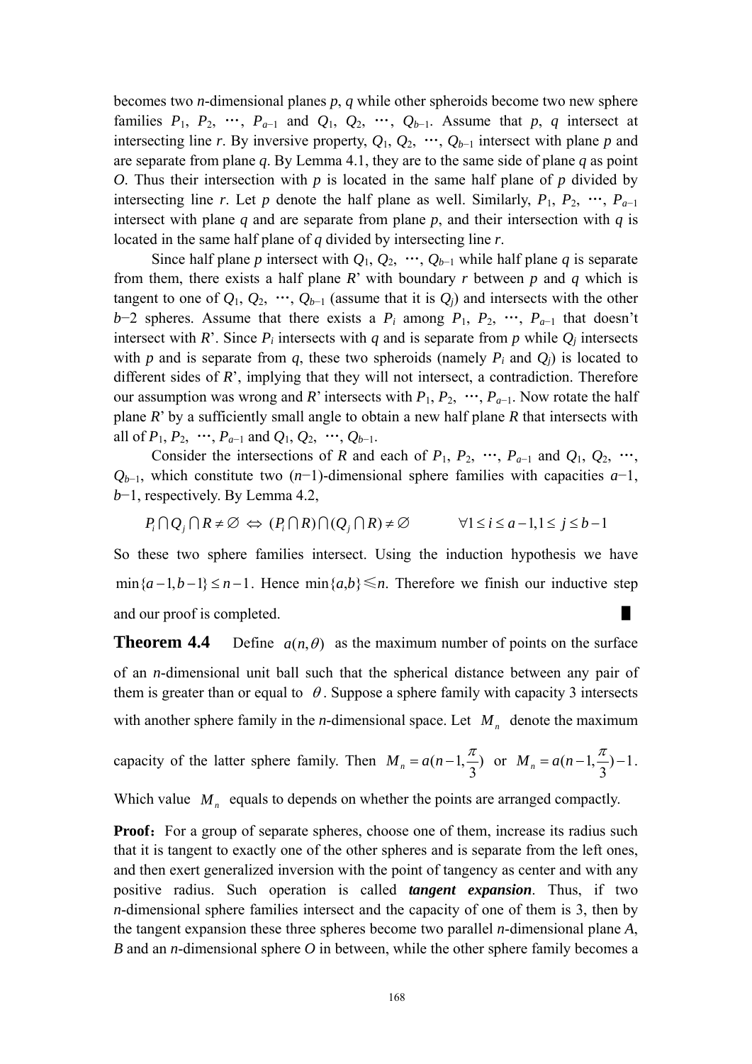becomes two $n$-dimensional planes $p$, $q$ while other spheroids become two new sphere families $P_1$, $P_2$, $\cdots$, $P_{a-1}$ and $Q_1$, $Q_2$, $\cdots$, $Q_{b-1}$. Assume that $p$, $q$ intersect at intersecting line $r$. By inversive property, $Q_1$, $Q_2$, $\cdots$, $Q_{b-1}$ intersect with plane $p$ and are separate from plane $q$. By Lemma 4.1, they are to the same side of plane $q$ as point $O$. Thus their intersection with $p$ is located in the same half plane of $p$ divided by intersecting line $r$. Let $p$ denote the half plane as well. Similarly, $P_1$, $P_2$, $\cdots$, $P_{a-1}$ intersect with plane $q$ and are separate from plane $p$, and their intersection with $q$ is located in the same half plane of $q$ divided by intersecting line $r$.

Since half plane $p$ intersect with $Q_1$, $Q_2$, $\cdots$, $Q_{b-1}$ while half plane $q$ is separate from them, there exists a half plane $R$' with boundary $r$ between $p$ and $q$ which is tangent to one of $Q_1$, $Q_2$, $\cdots$, $Q_{b-1}$ (assume that it is $Q_j$) and intersects with the other $b-2$ spheres. Assume that there exists a $P_i$ among $P_1$, $P_2$, $\cdots$, $P_{a-1}$ that doesn't intersect with $R$'. Since $P_i$ intersects with $q$ and is separate from $p$ while $Q_j$ intersects with $p$ and is separate from $q$, these two spheroids (namely $P_i$ and $Q_j$) is located to different sides of $R$', implying that they will not intersect, a contradiction. Therefore our assumption was wrong and $R$' intersects with $P_1$, $P_2$, $\cdots$, $P_{a-1}$. Now rotate the half plane $R$' by a sufficiently small angle to obtain a new half plane $R$ that intersects with all of $P_1$, $P_2$, $\cdots$, $P_{a-1}$ and $Q_1$, $Q_2$, $\cdots$, $Q_{b-1}$.

Consider the intersections of $R$ and each of $P_1$, $P_2$, $\cdots$, $P_{a-1}$ and $Q_1$, $Q_2$, $\cdots$, $Q_{b-1}$, which constitute two $(n-1)$-dimensional sphere families with capacities $a-1$, $b-1$, respectively. By Lemma 4.2,

$$P_i \cap Q_j \cap R \neq \varnothing \iff (P_i \cap R) \cap (Q_j \cap R) \neq \varnothing \qquad \forall 1 \le i \le a-1, 1 \le j \le b-1$$

So these two sphere families intersect. Using the induction hypothesis we have $\min\{a-1, b-1\} \le n-1$. Hence $\min\{a,b\} \leqslant n$. Therefore we finish our inductive step and our proof is completed. ∎

**Theorem 4.4** Define $a(n,\theta)$ as the maximum number of points on the surface of an $n$-dimensional unit ball such that the spherical distance between any pair of them is greater than or equal to $\theta$. Suppose a sphere family with capacity 3 intersects with another sphere family in the $n$-dimensional space. Let $M_n$ denote the maximum capacity of the latter sphere family. Then $M_n = a(n-1, \frac{\pi}{3})$ or $M_n = a(n-1, \frac{\pi}{3}) - 1$. Which value $M_n$ equals to depends on whether the points are arranged compactly.

**Proof:** For a group of separate spheres, choose one of them, increase its radius such that it is tangent to exactly one of the other spheres and is separate from the left ones, and then exert generalized inversion with the point of tangency as center and with any positive radius. Such operation is called ***tangent expansion***. Thus, if two $n$-dimensional sphere families intersect and the capacity of one of them is 3, then by the tangent expansion these three spheres become two parallel $n$-dimensional plane $A$, $B$ and an $n$-dimensional sphere $O$ in between, while the other sphere family becomes a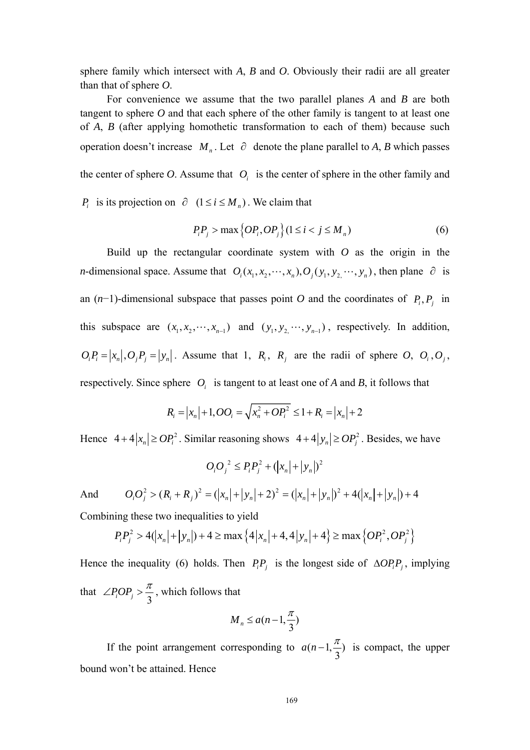sphere family which intersect with *A*, *B* and *O*. Obviously their radii are all greater than that of sphere *O*.

For convenience we assume that the two parallel planes *A* and *B* are both tangent to sphere *O* and that each sphere of the other family is tangent to at least one of *A*, *B* (after applying homothetic transformation to each of them) because such operation doesn't increase $M_n$. Let $\partial$ denote the plane parallel to *A*, *B* which passes the center of sphere *O*. Assume that $O_i$ is the center of sphere in the other family and $P_i$ is its projection on $\partial$ $(1 \le i \le M_n)$. We claim that

$$P_iP_j > \max\left\{OP_i, OP_j\right\}(1 \le i < j \le M_n) \tag{6}$$

Build up the rectangular coordinate system with *O* as the origin in the *n*-dimensional space. Assume that $O_i(x_1, x_2, \cdots, x_n), O_j(y_1, y_2, \cdots, y_n)$, then plane $\partial$ is an (*n*−1)-dimensional subspace that passes point *O* and the coordinates of $P_i, P_j$ in this subspace are $(x_1, x_2, \cdots, x_{n-1})$ and $(y_1, y_2, \cdots, y_{n-1})$, respectively. In addition, $O_iP_i = |x_n|, O_jP_j = |y_n|$. Assume that 1, $R_i$, $R_j$ are the radii of sphere *O*, $O_i, O_j$, respectively. Since sphere $O_i$ is tangent to at least one of *A* and *B*, it follows that

$$R_i = |x_n| + 1, OO_i = \sqrt{x_n^2 + OP_i^2} \le 1 + R_i = |x_n| + 2$$

Hence $4 + 4|x_n| \ge OP_i^2$. Similar reasoning shows $4 + 4|y_n| \ge OP_j^2$. Besides, we have

$$O_iO_j^{\,2} \le P_iP_j^2 + (|x_n| + |y_n|)^2$$

And $\quad O_iO_j^2 > (R_i + R_j)^2 = (|x_n| + |y_n| + 2)^2 = (|x_n| + |y_n|)^2 + 4(|x_n| + |y_n|) + 4$

Combining these two inequalities to yield

$$P_iP_j^2 > 4(|x_n| + |y_n|) + 4 \ge \max\left\{4|x_n| + 4, 4|y_n| + 4\right\} \ge \max\left\{OP_i^2, OP_j^2\right\}$$

Hence the inequality (6) holds. Then $P_iP_j$ is the longest side of $\Delta OP_iP_j$, implying that $\angle P_iOP_j > \frac{\pi}{3}$, which follows that

$$M_n \le a(n-1, \frac{\pi}{3})$$

If the point arrangement corresponding to $a(n-1, \frac{\pi}{3})$ is compact, the upper bound won't be attained. Hence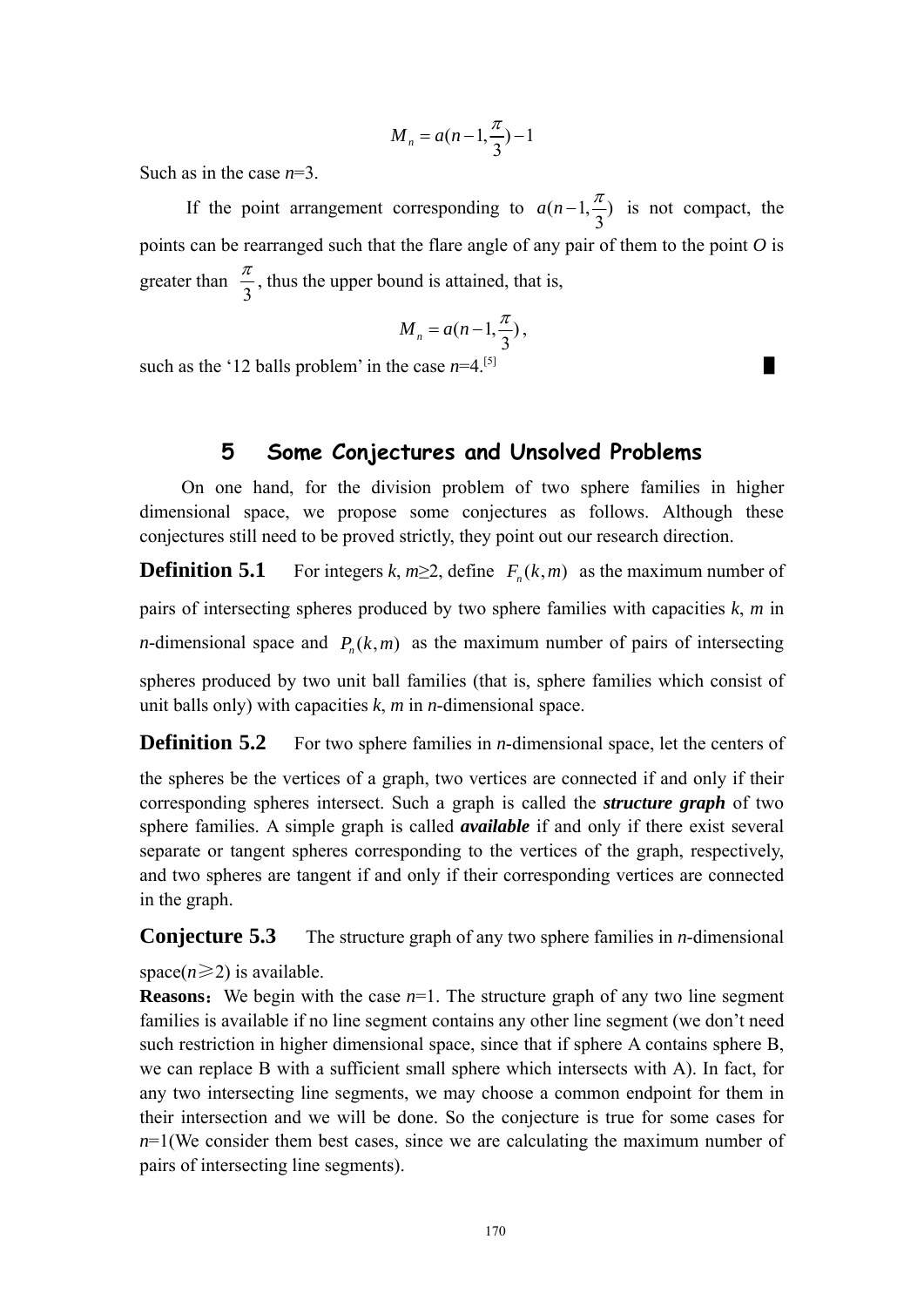$$M_n = a(n-1, \frac{\pi}{3}) - 1$$

Such as in the case $n$=3.

If the point arrangement corresponding to $a(n-1, \frac{\pi}{3})$ is not compact, the points can be rearranged such that the flare angle of any pair of them to the point $O$ is greater than $\frac{\pi}{3}$, thus the upper bound is attained, that is,

$$M_n = a(n-1, \frac{\pi}{3}),$$

such as the '12 balls problem' in the case $n$=4.[5] ∎

## 5 Some Conjectures and Unsolved Problems

On one hand, for the division problem of two sphere families in higher dimensional space, we propose some conjectures as follows. Although these conjectures still need to be proved strictly, they point out our research direction.

**Definition 5.1** For integers $k$, $m$≥2, define $F_n(k,m)$ as the maximum number of pairs of intersecting spheres produced by two sphere families with capacities $k$, $m$ in $n$-dimensional space and $P_n(k,m)$ as the maximum number of pairs of intersecting spheres produced by two unit ball families (that is, sphere families which consist of unit balls only) with capacities $k$, $m$ in $n$-dimensional space.

**Definition 5.2** For two sphere families in $n$-dimensional space, let the centers of the spheres be the vertices of a graph, two vertices are connected if and only if their corresponding spheres intersect. Such a graph is called the ***structure graph*** of two sphere families. A simple graph is called ***available*** if and only if there exist several separate or tangent spheres corresponding to the vertices of the graph, respectively, and two spheres are tangent if and only if their corresponding vertices are connected in the graph.

**Conjecture 5.3** The structure graph of any two sphere families in $n$-dimensional space($n$≥2) is available.

**Reasons**: We begin with the case $n$=1. The structure graph of any two line segment families is available if no line segment contains any other line segment (we don't need such restriction in higher dimensional space, since that if sphere A contains sphere B, we can replace B with a sufficient small sphere which intersects with A). In fact, for any two intersecting line segments, we may choose a common endpoint for them in their intersection and we will be done. So the conjecture is true for some cases for $n$=1(We consider them best cases, since we are calculating the maximum number of pairs of intersecting line segments).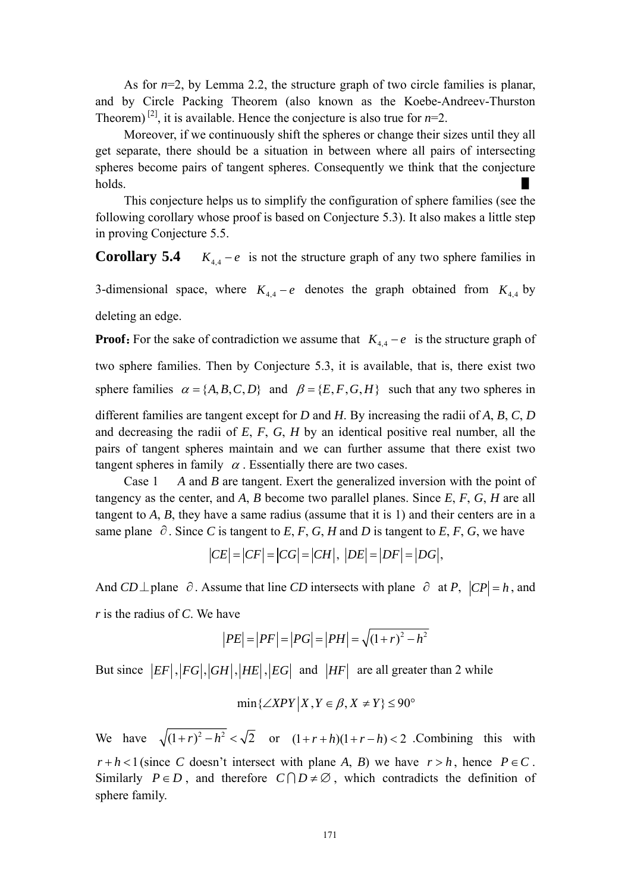As for $n$=2, by Lemma 2.2, the structure graph of two circle families is planar, and by Circle Packing Theorem (also known as the Koebe-Andreev-Thurston Theorem) [2], it is available. Hence the conjecture is also true for $n$=2.

Moreover, if we continuously shift the spheres or change their sizes until they all get separate, there should be a situation in between where all pairs of intersecting spheres become pairs of tangent spheres. Consequently we think that the conjecture holds. █

This conjecture helps us to simplify the configuration of sphere families (see the following corollary whose proof is based on Conjecture 5.3). It also makes a little step in proving Conjecture 5.5.

**Corollary 5.4** $K_{4,4}-e$ is not the structure graph of any two sphere families in 3-dimensional space, where $K_{4,4}-e$ denotes the graph obtained from $K_{4,4}$ by deleting an edge.

**Proof:** For the sake of contradiction we assume that $K_{4,4}-e$ is the structure graph of two sphere families. Then by Conjecture 5.3, it is available, that is, there exist two sphere families $\alpha=\{A,B,C,D\}$ and $\beta=\{E,F,G,H\}$ such that any two spheres in different families are tangent except for $D$ and $H$. By increasing the radii of $A$, $B$, $C$, $D$ and decreasing the radii of $E$, $F$, $G$, $H$ by an identical positive real number, all the pairs of tangent spheres maintain and we can further assume that there exist two tangent spheres in family $\alpha$. Essentially there are two cases.

Case 1 $A$ and $B$ are tangent. Exert the generalized inversion with the point of tangency as the center, and $A$, $B$ become two parallel planes. Since $E$, $F$, $G$, $H$ are all tangent to $A$, $B$, they have a same radius (assume that it is 1) and their centers are in a same plane $\partial$. Since $C$ is tangent to $E$, $F$, $G$, $H$ and $D$ is tangent to $E$, $F$, $G$, we have

$$|CE|=|CF|=|CG|=|CH|,\ |DE|=|DF|=|DG|,$$

And $CD\perp$plane $\partial$. Assume that line $CD$ intersects with plane $\partial$ at $P$, $|CP|=h$, and $r$ is the radius of $C$. We have

$$|PE|=|PF|=|PG|=|PH|=\sqrt{(1+r)^2-h^2}$$

But since $|EF|,|FG|,|GH|,|HE|,|EG|$ and $|HF|$ are all greater than 2 while

$$\min\{\angle XPY\,|\,X,Y\in\beta, X\neq Y\}\leq 90^\circ$$

We have $\sqrt{(1+r)^2-h^2}<\sqrt{2}$ or $(1+r+h)(1+r-h)<2$ .Combining this with $r+h<1$ (since $C$ doesn't intersect with plane $A$, $B$) we have $r>h$, hence $P\in C$. Similarly $P\in D$, and therefore $C\cap D\neq\varnothing$, which contradicts the definition of sphere family.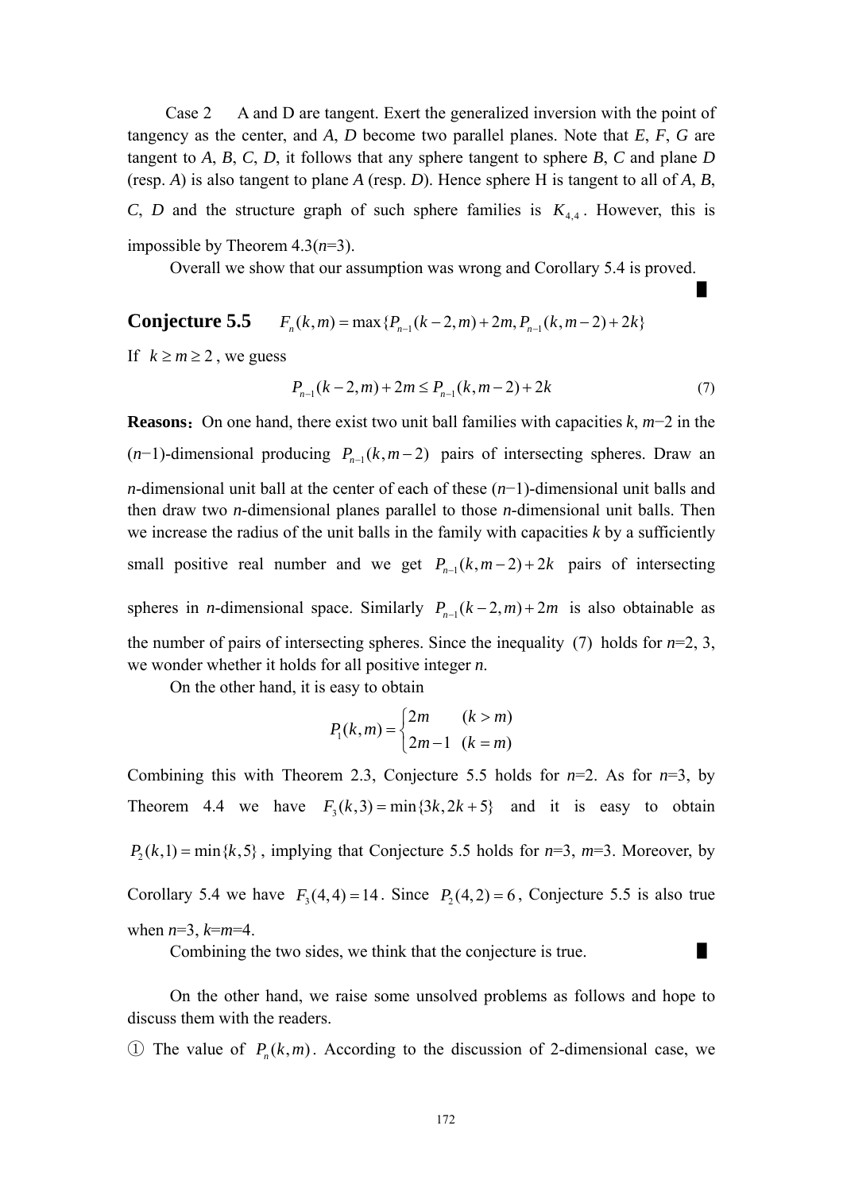Case 2  A and D are tangent. Exert the generalized inversion with the point of tangency as the center, and $A$, $D$ become two parallel planes. Note that $E$, $F$, $G$ are tangent to $A$, $B$, $C$, $D$, it follows that any sphere tangent to sphere $B$, $C$ and plane $D$ (resp. $A$) is also tangent to plane $A$ (resp. $D$). Hence sphere H is tangent to all of $A$, $B$, $C$, $D$ and the structure graph of such sphere families is $K_{4,4}$. However, this is impossible by Theorem 4.3($n$=3).

Overall we show that our assumption was wrong and Corollary 5.4 is proved. ∎

**Conjecture 5.5** $F_n(k,m)=\max\{P_{n-1}(k-2,m)+2m, P_{n-1}(k,m-2)+2k\}$

If $k \geq m \geq 2$, we guess

$$P_{n-1}(k-2,m)+2m \leq P_{n-1}(k,m-2)+2k \tag{7}$$

**Reasons**: On one hand, there exist two unit ball families with capacities $k$, $m$−2 in the ($n$−1)-dimensional producing $P_{n-1}(k,m-2)$ pairs of intersecting spheres. Draw an $n$-dimensional unit ball at the center of each of these ($n$−1)-dimensional unit balls and then draw two $n$-dimensional planes parallel to those $n$-dimensional unit balls. Then we increase the radius of the unit balls in the family with capacities $k$ by a sufficiently small positive real number and we get $P_{n-1}(k,m-2)+2k$ pairs of intersecting spheres in $n$-dimensional space. Similarly $P_{n-1}(k-2,m)+2m$ is also obtainable as the number of pairs of intersecting spheres. Since the inequality (7) holds for $n$=2, 3, we wonder whether it holds for all positive integer $n$.

On the other hand, it is easy to obtain

$$P_1(k,m)=\begin{cases} 2m & (k>m) \\ 2m-1 & (k=m) \end{cases}$$

Combining this with Theorem 2.3, Conjecture 5.5 holds for $n$=2. As for $n$=3, by Theorem 4.4 we have $F_3(k,3)=\min\{3k,2k+5\}$ and it is easy to obtain $P_2(k,1)=\min\{k,5\}$, implying that Conjecture 5.5 holds for $n$=3, $m$=3. Moreover, by Corollary 5.4 we have $F_3(4,4)=14$. Since $P_2(4,2)=6$, Conjecture 5.5 is also true when $n$=3, $k$=$m$=4.

Combining the two sides, we think that the conjecture is true. ∎

On the other hand, we raise some unsolved problems as follows and hope to discuss them with the readers.

① The value of $P_n(k,m)$. According to the discussion of 2-dimensional case, we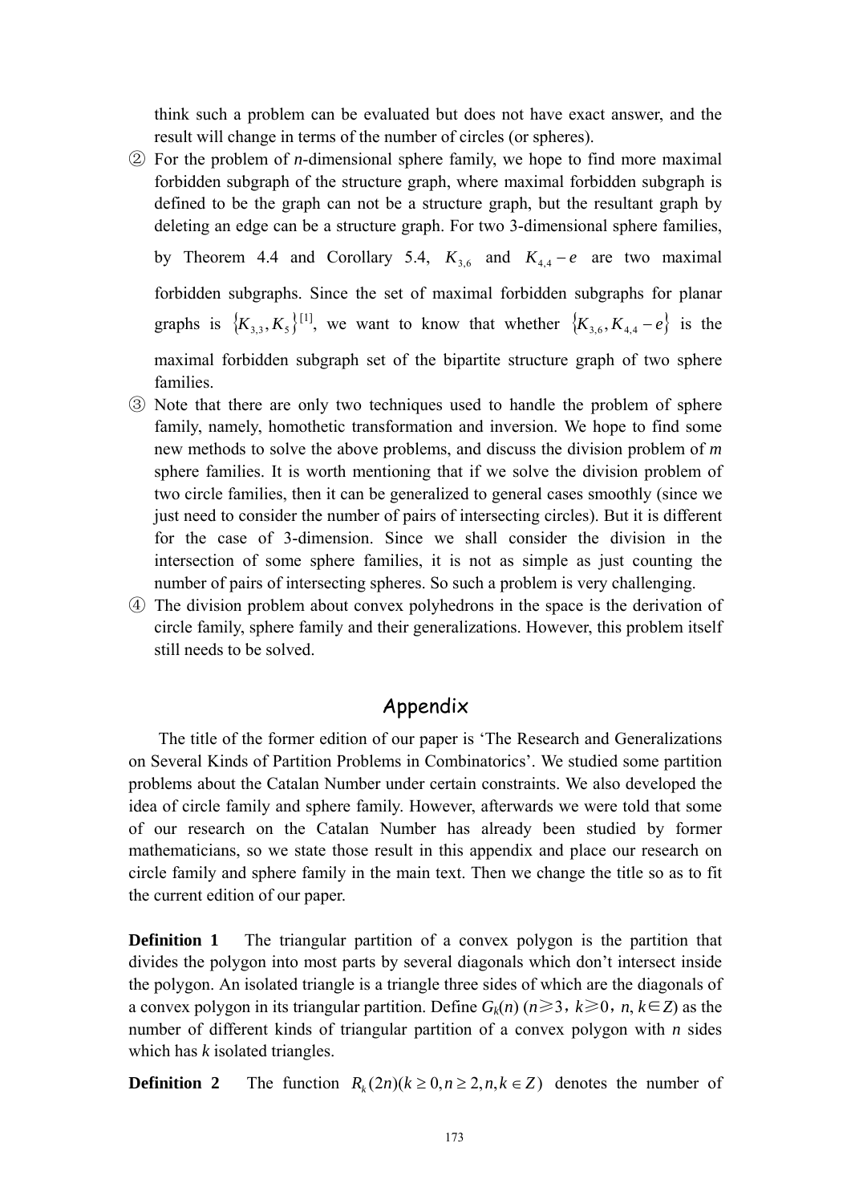think such a problem can be evaluated but does not have exact answer, and the result will change in terms of the number of circles (or spheres).

② For the problem of *n*-dimensional sphere family, we hope to find more maximal forbidden subgraph of the structure graph, where maximal forbidden subgraph is defined to be the graph can not be a structure graph, but the resultant graph by deleting an edge can be a structure graph. For two 3-dimensional sphere families, by Theorem 4.4 and Corollary 5.4, $K_{3,6}$ and $K_{4,4}-e$ are two maximal forbidden subgraphs. Since the set of maximal forbidden subgraphs for planar graphs is $\{K_{3,3}, K_5\}$[1], we want to know that whether $\{K_{3,6}, K_{4,4}-e\}$ is the maximal forbidden subgraph set of the bipartite structure graph of two sphere families.

③ Note that there are only two techniques used to handle the problem of sphere family, namely, homothetic transformation and inversion. We hope to find some new methods to solve the above problems, and discuss the division problem of *m* sphere families. It is worth mentioning that if we solve the division problem of two circle families, then it can be generalized to general cases smoothly (since we just need to consider the number of pairs of intersecting circles). But it is different for the case of 3-dimension. Since we shall consider the division in the intersection of some sphere families, it is not as simple as just counting the number of pairs of intersecting spheres. So such a problem is very challenging.

④ The division problem about convex polyhedrons in the space is the derivation of circle family, sphere family and their generalizations. However, this problem itself still needs to be solved.

## Appendix

The title of the former edition of our paper is 'The Research and Generalizations on Several Kinds of Partition Problems in Combinatorics'. We studied some partition problems about the Catalan Number under certain constraints. We also developed the idea of circle family and sphere family. However, afterwards we were told that some of our research on the Catalan Number has already been studied by former mathematicians, so we state those result in this appendix and place our research on circle family and sphere family in the main text. Then we change the title so as to fit the current edition of our paper.

**Definition 1** The triangular partition of a convex polygon is the partition that divides the polygon into most parts by several diagonals which don't intersect inside the polygon. An isolated triangle is a triangle three sides of which are the diagonals of a convex polygon in its triangular partition. Define $G_k(n)$ ($n \geqslant 3$, $k \geqslant 0$, $n, k \in Z$) as the number of different kinds of triangular partition of a convex polygon with *n* sides which has *k* isolated triangles.

**Definition 2** The function $R_k(2n)(k \geq 0, n \geq 2, n, k \in Z)$ denotes the number of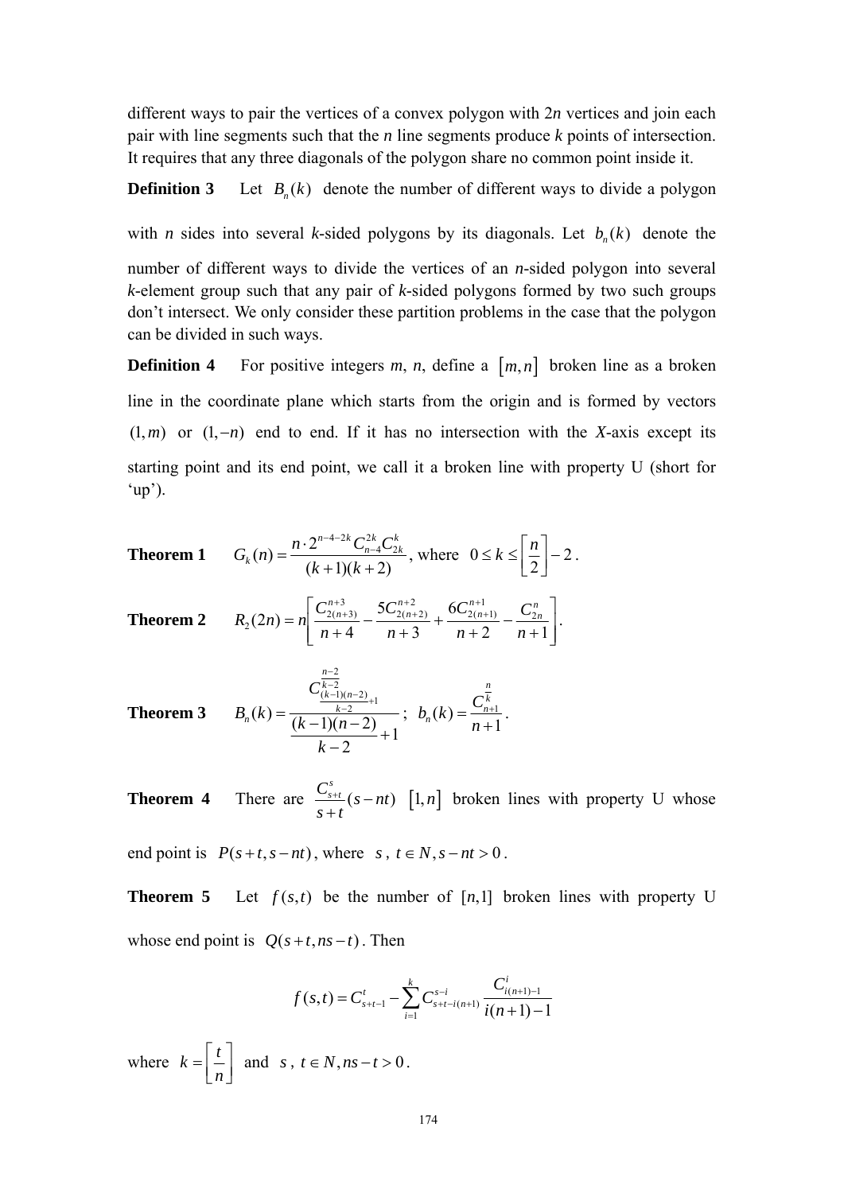different ways to pair the vertices of a convex polygon with 2*n* vertices and join each pair with line segments such that the *n* line segments produce *k* points of intersection. It requires that any three diagonals of the polygon share no common point inside it.

**Definition 3** Let $B_n(k)$ denote the number of different ways to divide a polygon with *n* sides into several *k*-sided polygons by its diagonals. Let $b_n(k)$ denote the number of different ways to divide the vertices of an *n*-sided polygon into several *k*-element group such that any pair of *k*-sided polygons formed by two such groups don't intersect. We only consider these partition problems in the case that the polygon can be divided in such ways.

**Definition 4** For positive integers *m*, *n*, define a $[m,n]$ broken line as a broken line in the coordinate plane which starts from the origin and is formed by vectors $(1,m)$ or $(1,-n)$ end to end. If it has no intersection with the *X*-axis except its starting point and its end point, we call it a broken line with property U (short for 'up').

**Theorem 1** $G_k(n) = \dfrac{n \cdot 2^{n-4-2k} C_{n-4}^{2k} C_{2k}^{k}}{(k+1)(k+2)}$, where $0 \le k \le \left[\dfrac{n}{2}\right] - 2$.

**Theorem 2** $R_2(2n) = n\left[\dfrac{C_{2(n+3)}^{n+3}}{n+4} - \dfrac{5C_{2(n+2)}^{n+2}}{n+3} + \dfrac{6C_{2(n+1)}^{n+1}}{n+2} - \dfrac{C_{2n}^{n}}{n+1}\right].$

**Theorem 3** $B_n(k) = \dfrac{C_{\frac{(k-1)(n-2)}{k-2}+1}^{\frac{n-2}{k-2}}}{\dfrac{(k-1)(n-2)}{k-2}+1}$; $b_n(k) = \dfrac{C_{n+1}^{\frac{n}{k}}}{n+1}$.

**Theorem 4** There are $\dfrac{C_{s+t}^{s}}{s+t}(s-nt)$ $[1,n]$ broken lines with property U whose end point is $P(s+t, s-nt)$, where $s$, $t \in N, s-nt > 0$.

**Theorem 5** Let $f(s,t)$ be the number of $[n,1]$ broken lines with property U whose end point is $Q(s+t, ns-t)$. Then

$$f(s,t) = C_{s+t-1}^{t} - \sum_{i=1}^{k} C_{s+t-i(n+1)}^{s-i} \frac{C_{i(n+1)-1}^{i}}{i(n+1)-1}$$

where $k = \left[\dfrac{t}{n}\right]$ and $s$, $t \in N, ns-t > 0$.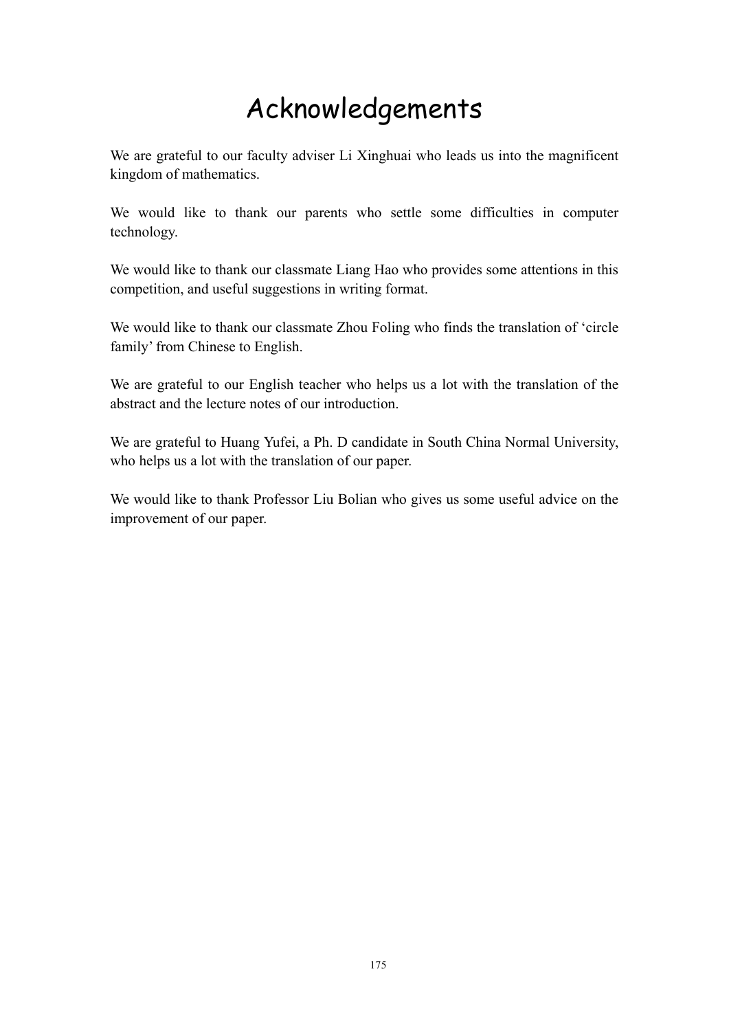# Acknowledgements

We are grateful to our faculty adviser Li Xinghuai who leads us into the magnificent kingdom of mathematics.

We would like to thank our parents who settle some difficulties in computer technology.

We would like to thank our classmate Liang Hao who provides some attentions in this competition, and useful suggestions in writing format.

We would like to thank our classmate Zhou Foling who finds the translation of 'circle family' from Chinese to English.

We are grateful to our English teacher who helps us a lot with the translation of the abstract and the lecture notes of our introduction.

We are grateful to Huang Yufei, a Ph. D candidate in South China Normal University, who helps us a lot with the translation of our paper.

We would like to thank Professor Liu Bolian who gives us some useful advice on the improvement of our paper.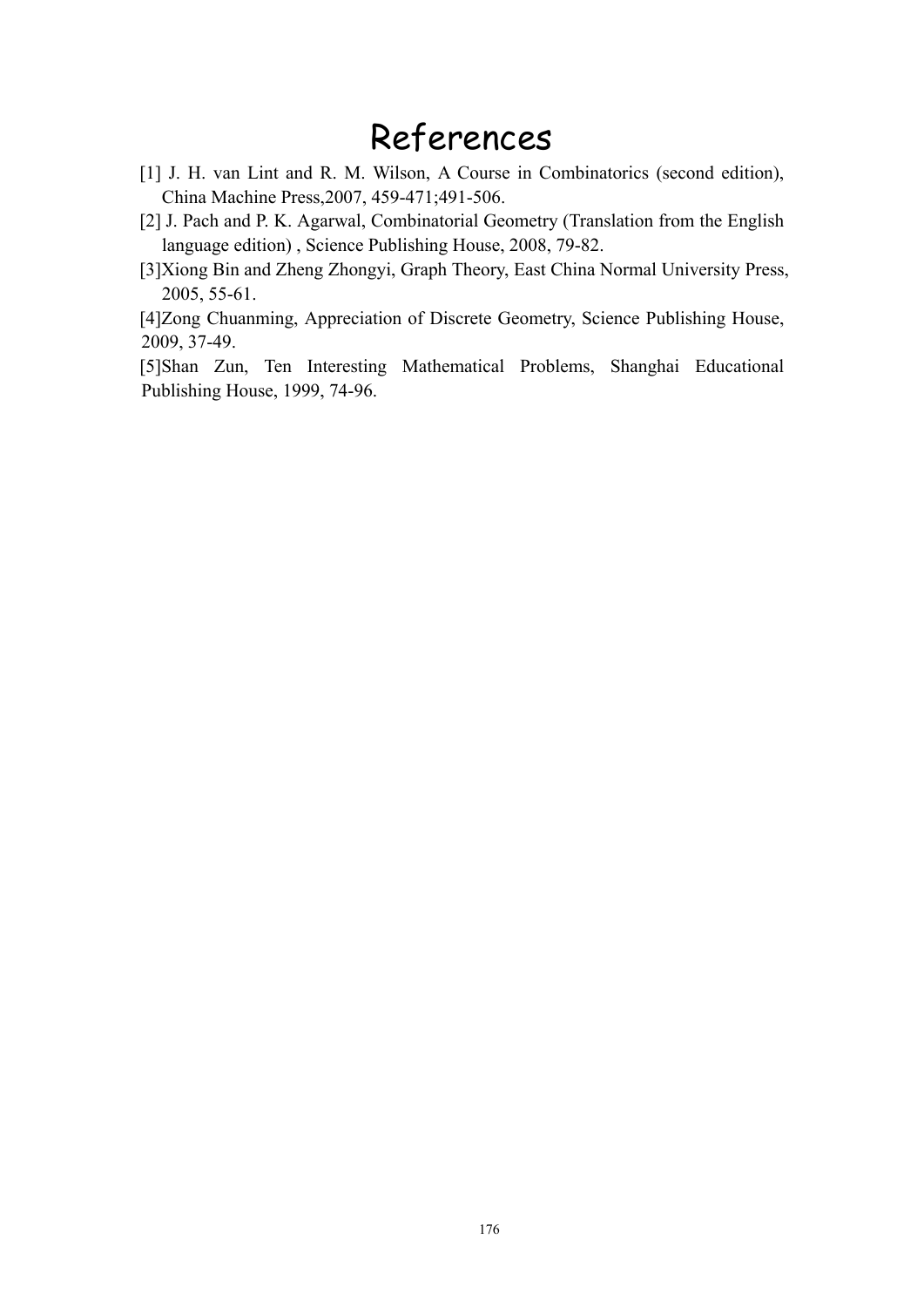# References

[1] J. H. van Lint and R. M. Wilson, A Course in Combinatorics (second edition), China Machine Press,2007, 459-471;491-506.

[2] J. Pach and P. K. Agarwal, Combinatorial Geometry (Translation from the English language edition) , Science Publishing House, 2008, 79-82.

[3]Xiong Bin and Zheng Zhongyi, Graph Theory, East China Normal University Press, 2005, 55-61.

[4]Zong Chuanming, Appreciation of Discrete Geometry, Science Publishing House, 2009, 37-49.

[5]Shan Zun, Ten Interesting Mathematical Problems, Shanghai Educational Publishing House, 1999, 74-96.